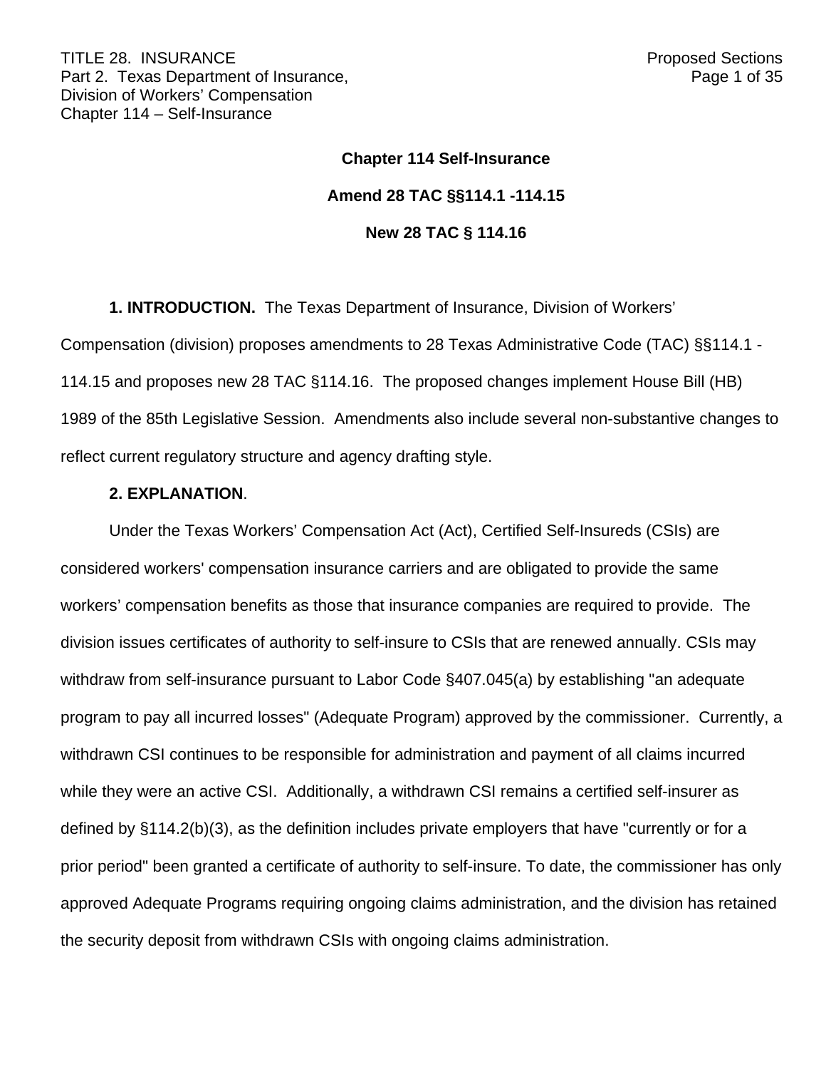# Chapter 114 Self-Insurance

## Amend 28 TAC §§114.1 -114.15

## New 28 TAC § 114.16

**1. INTRODUCTION.** The Texas Department of Insurance, Division of Workers' Compensation (division) proposes amendments to 28 Texas Administrative Code (TAC) §§114.1 - 114.15 and proposes new 28 TAC §114.16. The proposed changes implement House Bill (HB) 1989 of the 85th Legislative Session. Amendments also include several non-substantive changes to reflect current regulatory structure and agency drafting style.

**2. EXPLANATION**.

Under the Texas Workers' Compensation Act (Act), Certified Self-Insureds (CSIs) are considered workers' compensation insurance carriers and are obligated to provide the same workers' compensation benefits as those that insurance companies are required to provide. The division issues certificates of authority to self-insure to CSIs that are renewed annually. CSIs may withdraw from self-insurance pursuant to Labor Code §407.045(a) by establishing "an adequate program to pay all incurred losses" (Adequate Program) approved by the commissioner. Currently, a withdrawn CSI continues to be responsible for administration and payment of all claims incurred while they were an active CSI. Additionally, a withdrawn CSI remains a certified self-insurer as defined by §114.2(b)(3), as the definition includes private employers that have "currently or for a prior period" been granted a certificate of authority to self-insure. To date, the commissioner has only approved Adequate Programs requiring ongoing claims administration, and the division has retained the security deposit from withdrawn CSIs with ongoing claims administration.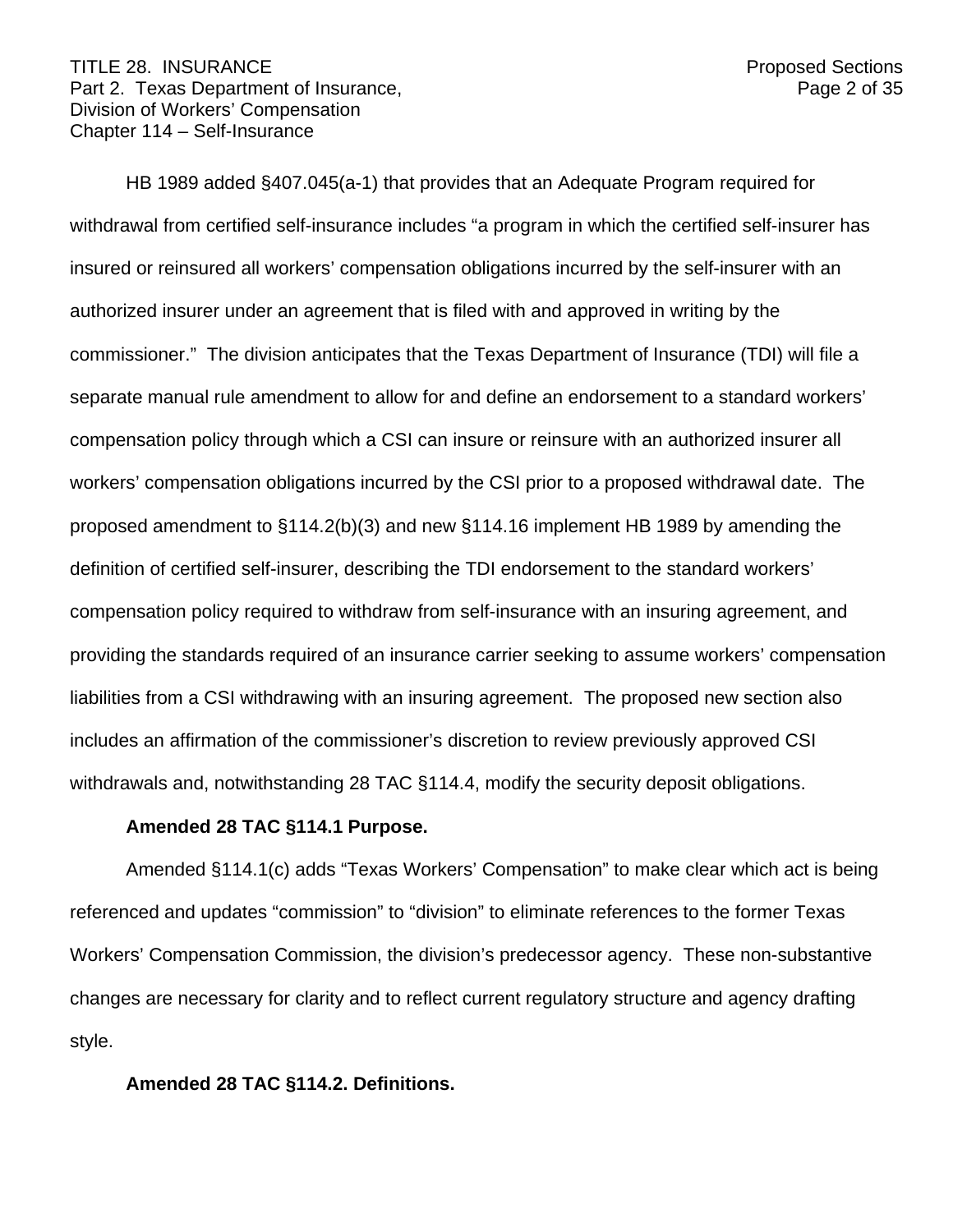HB 1989 added §407.045(a-1) that provides that an Adequate Program required for withdrawal from certified self-insurance includes "a program in which the certified self-insurer has insured or reinsured all workers' compensation obligations incurred by the self-insurer with an authorized insurer under an agreement that is filed with and approved in writing by the commissioner." The division anticipates that the Texas Department of Insurance (TDI) will file a separate manual rule amendment to allow for and define an endorsement to a standard workers' compensation policy through which a CSI can insure or reinsure with an authorized insurer all workers' compensation obligations incurred by the CSI prior to a proposed withdrawal date. The proposed amendment to §114.2(b)(3) and new §114.16 implement HB 1989 by amending the definition of certified self-insurer, describing the TDI endorsement to the standard workers' compensation policy required to withdraw from self-insurance with an insuring agreement, and providing the standards required of an insurance carrier seeking to assume workers' compensation liabilities from a CSI withdrawing with an insuring agreement. The proposed new section also includes an affirmation of the commissioner's discretion to review previously approved CSI withdrawals and, notwithstanding 28 TAC §114.4, modify the security deposit obligations.

**Amended 28 TAC §114.1 Purpose.**

Amended §114.1(c) adds "Texas Workers' Compensation" to make clear which act is being referenced and updates "commission" to "division" to eliminate references to the former Texas Workers' Compensation Commission, the division's predecessor agency. These non-substantive changes are necessary for clarity and to reflect current regulatory structure and agency drafting style.

**Amended 28 TAC §114.2. Definitions.**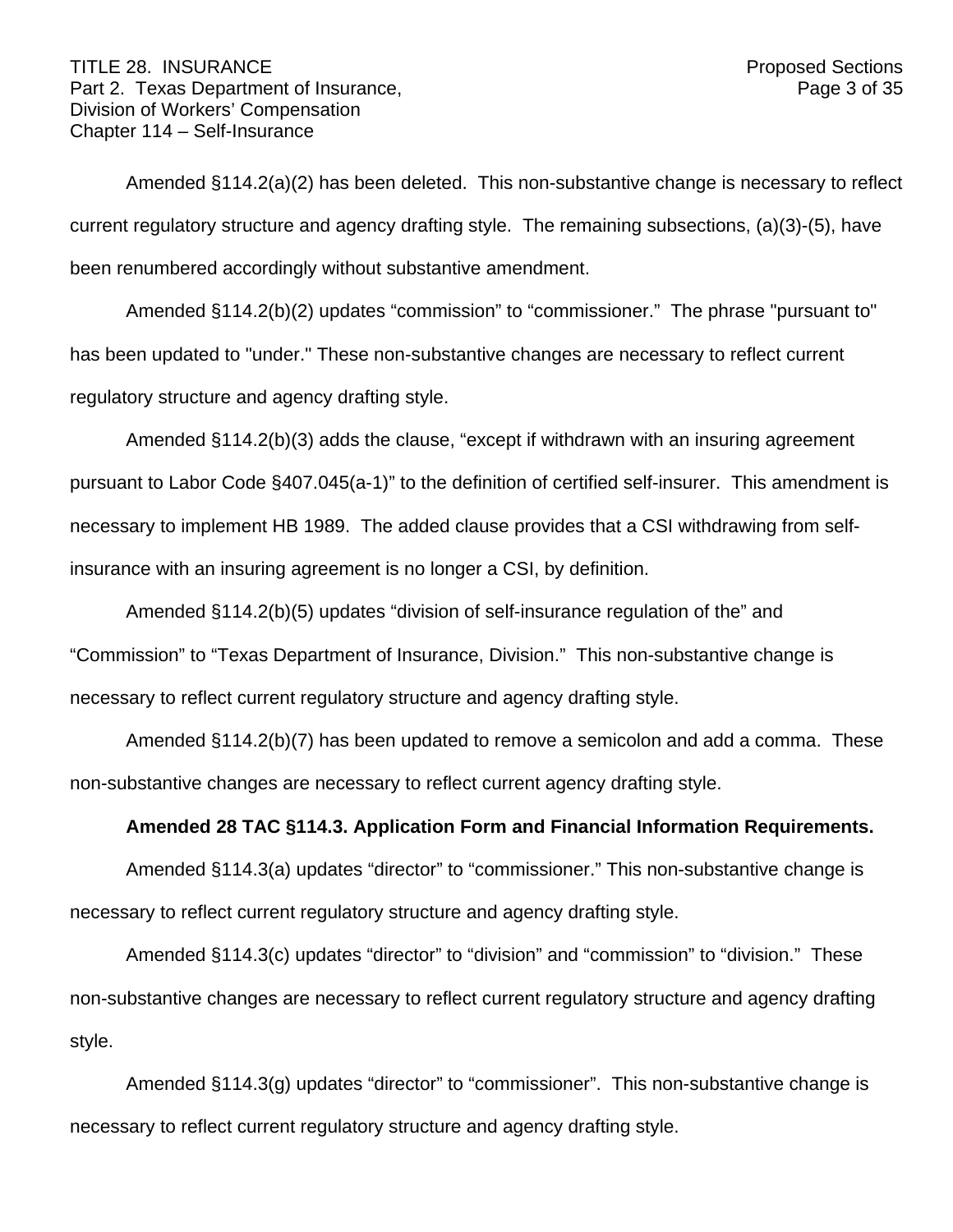Amended §114.2(a)(2) has been deleted. This non-substantive change is necessary to reflect current regulatory structure and agency drafting style. The remaining subsections, (a)(3)-(5), have been renumbered accordingly without substantive amendment.

Amended §114.2(b)(2) updates "commission" to "commissioner." The phrase "pursuant to" has been updated to "under." These non-substantive changes are necessary to reflect current regulatory structure and agency drafting style.

Amended §114.2(b)(3) adds the clause, "except if withdrawn with an insuring agreement pursuant to Labor Code §407.045(a-1)" to the definition of certified self-insurer. This amendment is necessary to implement HB 1989. The added clause provides that a CSI withdrawing from self-insurance with an insuring agreement is no longer a CSI, by definition.

Amended §114.2(b)(5) updates "division of self-insurance regulation of the" and "Commission" to "Texas Department of Insurance, Division." This non-substantive change is necessary to reflect current regulatory structure and agency drafting style.

Amended §114.2(b)(7) has been updated to remove a semicolon and add a comma. These non-substantive changes are necessary to reflect current agency drafting style.

**Amended 28 TAC §114.3. Application Form and Financial Information Requirements.**

Amended §114.3(a) updates "director" to "commissioner." This non-substantive change is necessary to reflect current regulatory structure and agency drafting style.

Amended §114.3(c) updates "director" to "division" and "commission" to "division." These non-substantive changes are necessary to reflect current regulatory structure and agency drafting style.

Amended §114.3(g) updates "director" to "commissioner". This non-substantive change is necessary to reflect current regulatory structure and agency drafting style.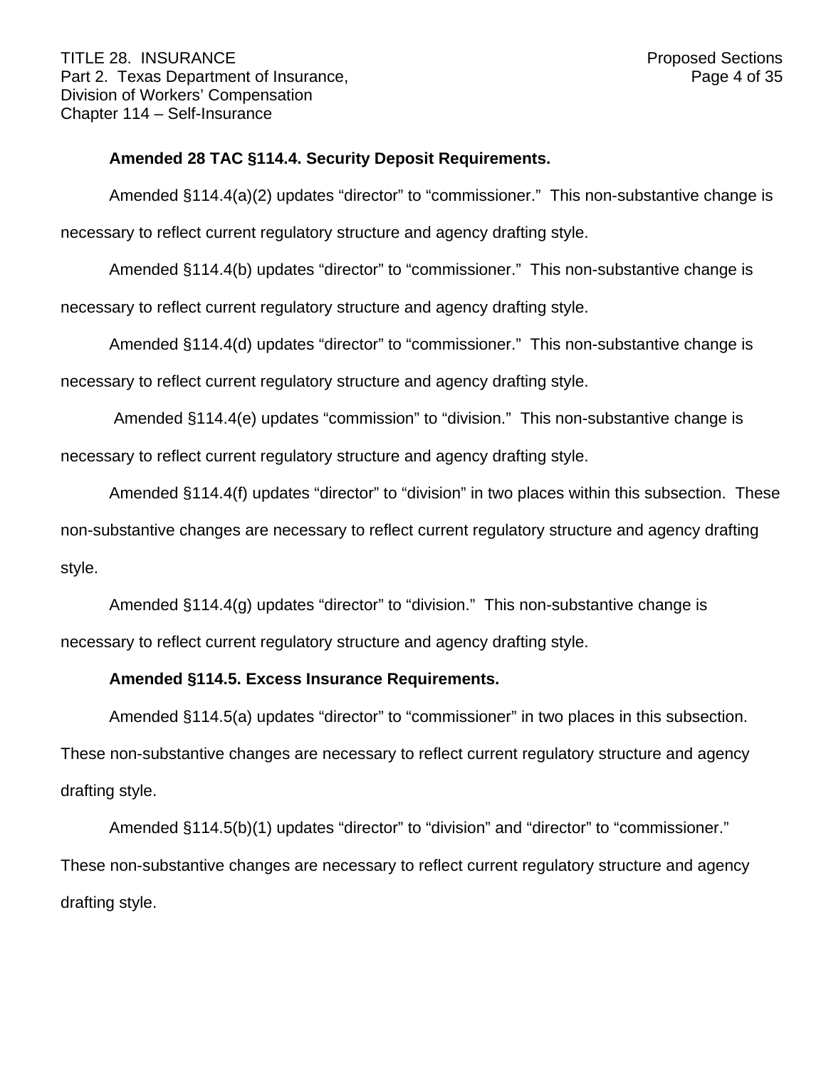**Amended 28 TAC §114.4. Security Deposit Requirements.**

Amended §114.4(a)(2) updates “director” to “commissioner.” This non-substantive change is necessary to reflect current regulatory structure and agency drafting style.

Amended §114.4(b) updates “director” to “commissioner.” This non-substantive change is necessary to reflect current regulatory structure and agency drafting style.

Amended §114.4(d) updates “director” to “commissioner.” This non-substantive change is necessary to reflect current regulatory structure and agency drafting style.

Amended §114.4(e) updates “commission” to “division.” This non-substantive change is necessary to reflect current regulatory structure and agency drafting style.

Amended §114.4(f) updates “director” to “division” in two places within this subsection. These non-substantive changes are necessary to reflect current regulatory structure and agency drafting style.

Amended §114.4(g) updates “director” to “division.” This non-substantive change is necessary to reflect current regulatory structure and agency drafting style.

**Amended §114.5. Excess Insurance Requirements.**

Amended §114.5(a) updates “director” to “commissioner” in two places in this subsection. These non-substantive changes are necessary to reflect current regulatory structure and agency drafting style.

Amended §114.5(b)(1) updates “director” to “division” and “director” to “commissioner.” These non-substantive changes are necessary to reflect current regulatory structure and agency drafting style.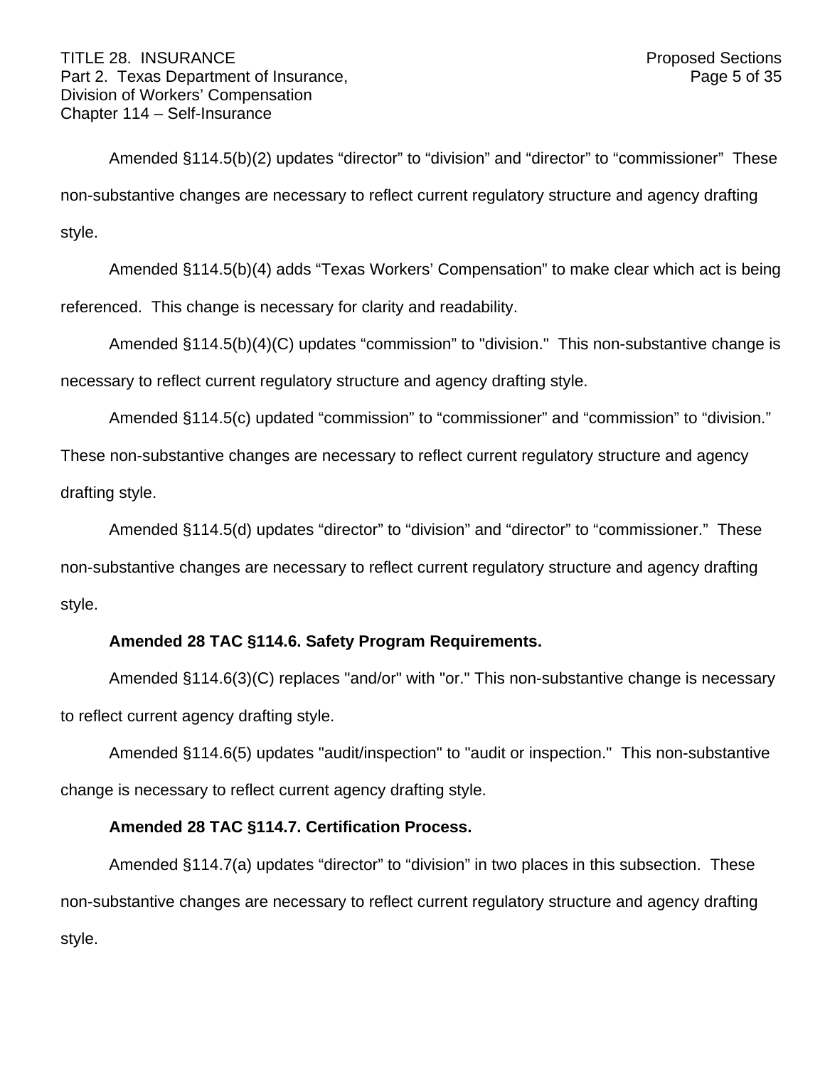Amended §114.5(b)(2) updates “director” to “division” and “director” to “commissioner” These non-substantive changes are necessary to reflect current regulatory structure and agency drafting style.

Amended §114.5(b)(4) adds “Texas Workers’ Compensation” to make clear which act is being referenced. This change is necessary for clarity and readability.

Amended §114.5(b)(4)(C) updates “commission” to "division." This non-substantive change is necessary to reflect current regulatory structure and agency drafting style.

Amended §114.5(c) updated “commission” to “commissioner” and “commission” to “division.” These non-substantive changes are necessary to reflect current regulatory structure and agency drafting style.

Amended §114.5(d) updates “director” to “division” and “director” to “commissioner.” These non-substantive changes are necessary to reflect current regulatory structure and agency drafting style.

**Amended 28 TAC §114.6. Safety Program Requirements.**

Amended §114.6(3)(C) replaces "and/or" with "or." This non-substantive change is necessary to reflect current agency drafting style.

Amended §114.6(5) updates "audit/inspection" to "audit or inspection." This non-substantive change is necessary to reflect current agency drafting style.

**Amended 28 TAC §114.7. Certification Process.**

Amended §114.7(a) updates “director” to “division” in two places in this subsection. These non-substantive changes are necessary to reflect current regulatory structure and agency drafting style.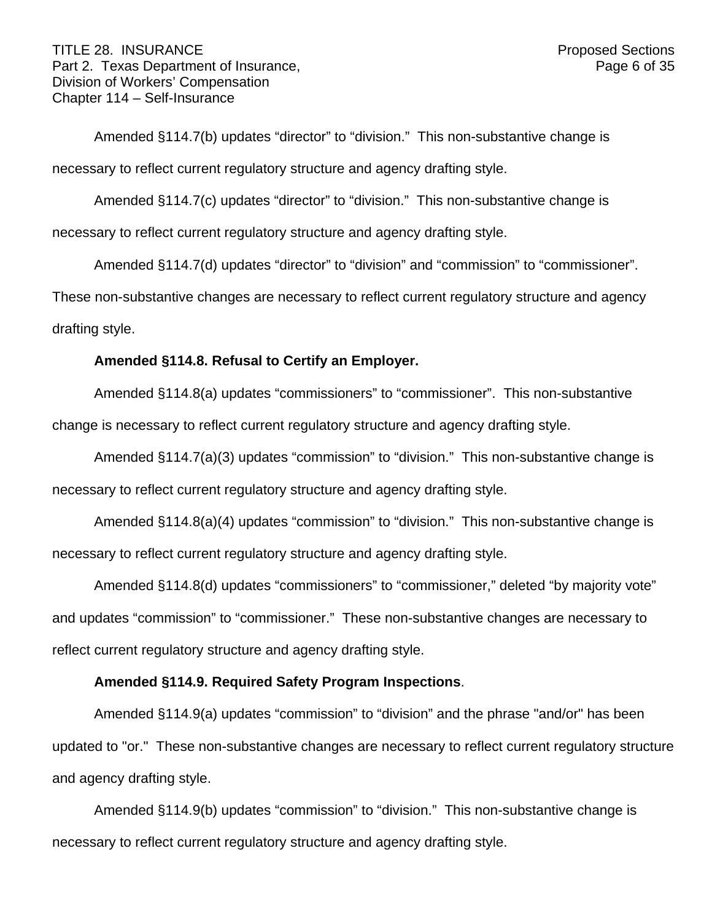Amended §114.7(b) updates “director” to “division.” This non-substantive change is necessary to reflect current regulatory structure and agency drafting style.

Amended §114.7(c) updates “director” to “division.” This non-substantive change is necessary to reflect current regulatory structure and agency drafting style.

Amended §114.7(d) updates “director” to “division” and “commission” to “commissioner”. These non-substantive changes are necessary to reflect current regulatory structure and agency drafting style.

**Amended §114.8. Refusal to Certify an Employer.**

Amended §114.8(a) updates “commissioners” to “commissioner”. This non-substantive change is necessary to reflect current regulatory structure and agency drafting style.

Amended §114.7(a)(3) updates “commission” to “division.” This non-substantive change is necessary to reflect current regulatory structure and agency drafting style.

Amended §114.8(a)(4) updates “commission” to “division.” This non-substantive change is necessary to reflect current regulatory structure and agency drafting style.

Amended §114.8(d) updates “commissioners” to “commissioner,” deleted “by majority vote” and updates “commission” to “commissioner.” These non-substantive changes are necessary to reflect current regulatory structure and agency drafting style.

**Amended §114.9. Required Safety Program Inspections**.

Amended §114.9(a) updates “commission” to “division” and the phrase "and/or" has been updated to "or." These non-substantive changes are necessary to reflect current regulatory structure and agency drafting style.

Amended §114.9(b) updates “commission” to “division.” This non-substantive change is necessary to reflect current regulatory structure and agency drafting style.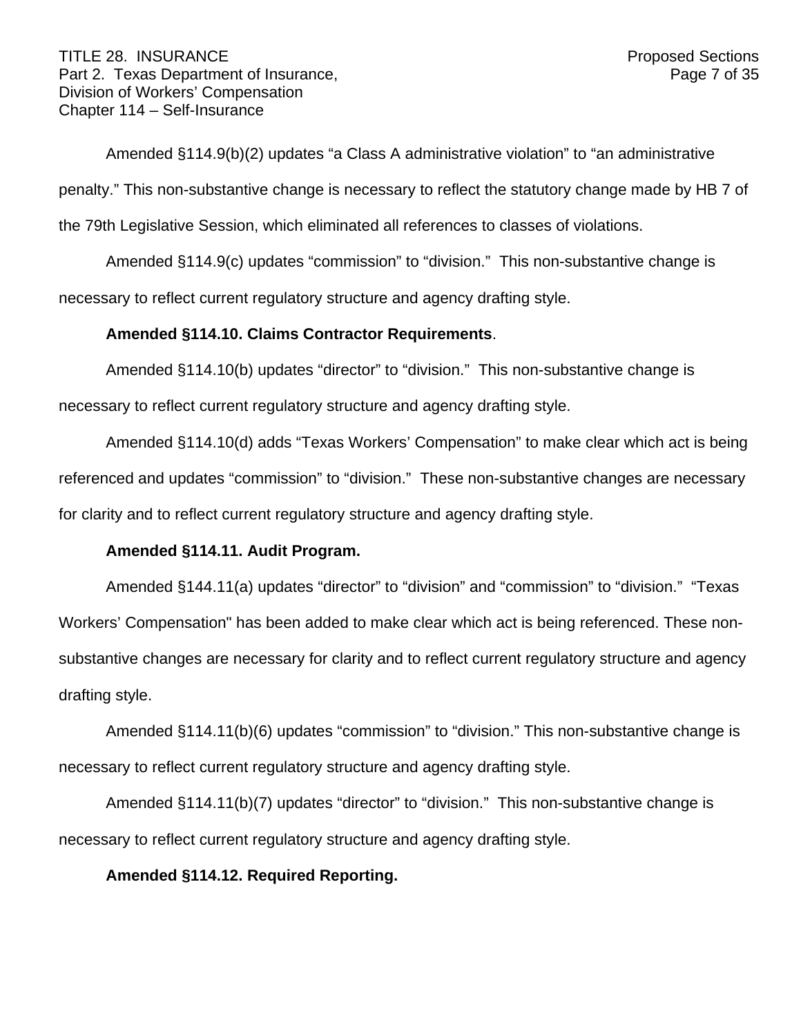Amended §114.9(b)(2) updates "a Class A administrative violation" to "an administrative penalty." This non-substantive change is necessary to reflect the statutory change made by HB 7 of the 79th Legislative Session, which eliminated all references to classes of violations.

Amended §114.9(c) updates "commission" to "division." This non-substantive change is necessary to reflect current regulatory structure and agency drafting style.

**Amended §114.10. Claims Contractor Requirements**.

Amended §114.10(b) updates "director" to "division." This non-substantive change is necessary to reflect current regulatory structure and agency drafting style.

Amended §114.10(d) adds "Texas Workers' Compensation" to make clear which act is being referenced and updates "commission" to "division." These non-substantive changes are necessary for clarity and to reflect current regulatory structure and agency drafting style.

**Amended §114.11. Audit Program.**

Amended §144.11(a) updates "director" to "division" and "commission" to "division." "Texas Workers' Compensation" has been added to make clear which act is being referenced. These non-substantive changes are necessary for clarity and to reflect current regulatory structure and agency drafting style.

Amended §114.11(b)(6) updates "commission" to "division." This non-substantive change is necessary to reflect current regulatory structure and agency drafting style.

Amended §114.11(b)(7) updates "director" to "division." This non-substantive change is necessary to reflect current regulatory structure and agency drafting style.

**Amended §114.12. Required Reporting.**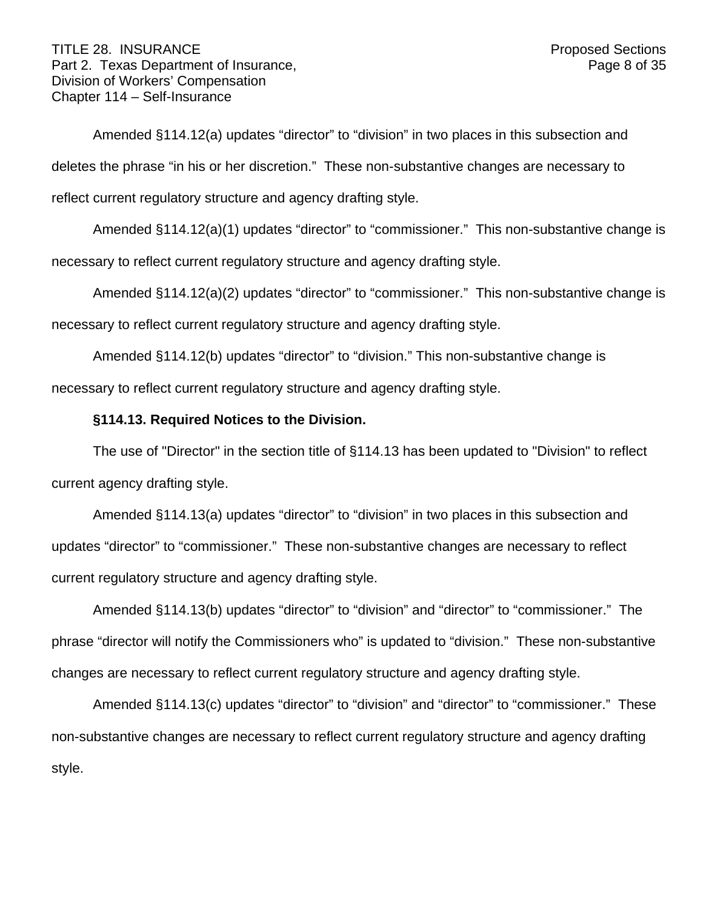Amended §114.12(a) updates “director” to “division” in two places in this subsection and deletes the phrase “in his or her discretion.” These non-substantive changes are necessary to reflect current regulatory structure and agency drafting style.

Amended §114.12(a)(1) updates “director” to “commissioner.” This non-substantive change is necessary to reflect current regulatory structure and agency drafting style.

Amended §114.12(a)(2) updates “director” to “commissioner.” This non-substantive change is necessary to reflect current regulatory structure and agency drafting style.

Amended §114.12(b) updates “director” to “division.” This non-substantive change is necessary to reflect current regulatory structure and agency drafting style.

**§114.13. Required Notices to the Division.**

The use of "Director" in the section title of §114.13 has been updated to "Division" to reflect current agency drafting style.

Amended §114.13(a) updates “director” to “division” in two places in this subsection and updates “director” to “commissioner.” These non-substantive changes are necessary to reflect current regulatory structure and agency drafting style.

Amended §114.13(b) updates “director” to “division” and “director” to “commissioner.” The phrase “director will notify the Commissioners who” is updated to “division.” These non-substantive changes are necessary to reflect current regulatory structure and agency drafting style.

Amended §114.13(c) updates “director” to “division” and “director” to “commissioner.” These non-substantive changes are necessary to reflect current regulatory structure and agency drafting style.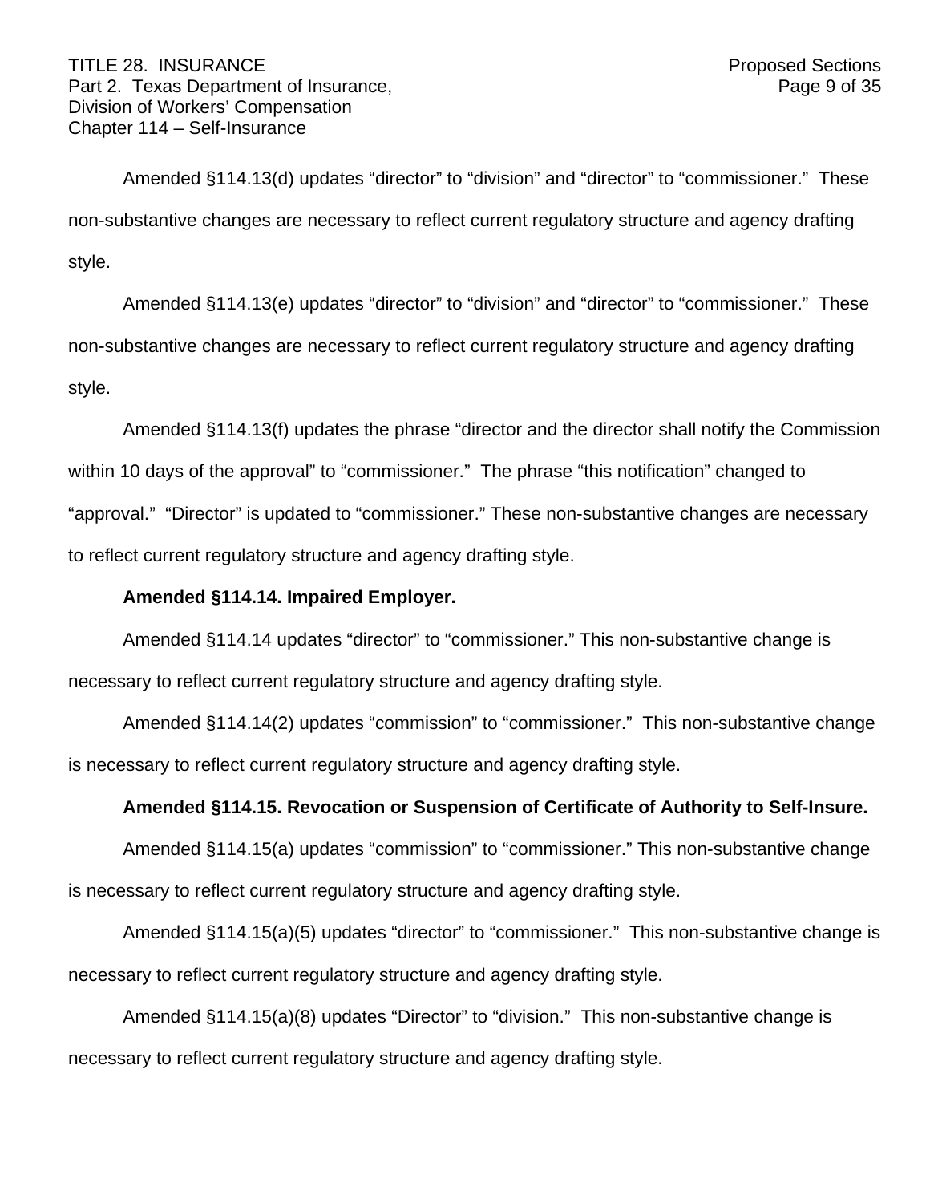Amended §114.13(d) updates “director” to “division” and “director” to “commissioner.” These non-substantive changes are necessary to reflect current regulatory structure and agency drafting style.

Amended §114.13(e) updates “director” to “division” and “director” to “commissioner.” These non-substantive changes are necessary to reflect current regulatory structure and agency drafting style.

Amended §114.13(f) updates the phrase “director and the director shall notify the Commission within 10 days of the approval” to “commissioner.” The phrase “this notification” changed to “approval.” “Director” is updated to “commissioner.” These non-substantive changes are necessary to reflect current regulatory structure and agency drafting style.

**Amended §114.14. Impaired Employer.**

Amended §114.14 updates “director” to “commissioner.” This non-substantive change is necessary to reflect current regulatory structure and agency drafting style.

Amended §114.14(2) updates “commission” to “commissioner.” This non-substantive change is necessary to reflect current regulatory structure and agency drafting style.

**Amended §114.15. Revocation or Suspension of Certificate of Authority to Self-Insure.**

Amended §114.15(a) updates “commission” to “commissioner.” This non-substantive change is necessary to reflect current regulatory structure and agency drafting style.

Amended §114.15(a)(5) updates “director” to “commissioner.” This non-substantive change is necessary to reflect current regulatory structure and agency drafting style.

Amended §114.15(a)(8) updates “Director” to “division.” This non-substantive change is necessary to self-current regulatory structure and agency drafting style.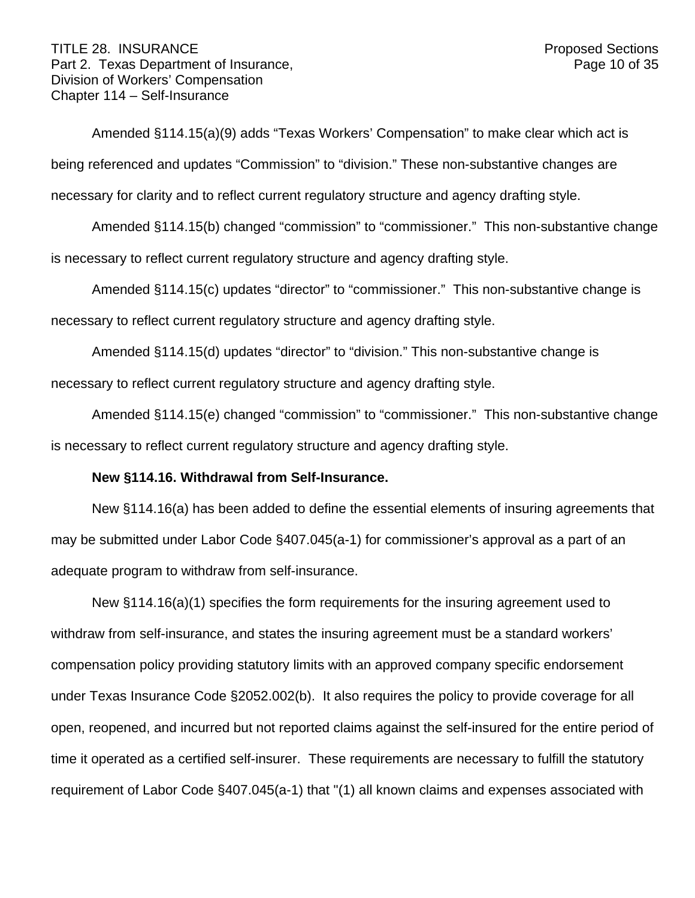Amended §114.15(a)(9) adds "Texas Workers' Compensation" to make clear which act is being referenced and updates "Commission" to "division." These non-substantive changes are necessary for clarity and to reflect current regulatory structure and agency drafting style.

Amended §114.15(b) changed "commission" to "commissioner." This non-substantive change is necessary to reflect current regulatory structure and agency drafting style.

Amended §114.15(c) updates "director" to "commissioner." This non-substantive change is necessary to reflect current regulatory structure and agency drafting style.

Amended §114.15(d) updates "director" to "division." This non-substantive change is necessary to reflect current regulatory structure and agency drafting style.

Amended §114.15(e) changed "commission" to "commissioner." This non-substantive change is necessary to reflect current regulatory structure and agency drafting style.

**New §114.16. Withdrawal from Self-Insurance.**

New §114.16(a) has been added to define the essential elements of insuring agreements that may be submitted under Labor Code §407.045(a-1) for commissioner's approval as a part of an adequate program to withdraw from self-insurance.

New §114.16(a)(1) specifies the form requirements for the insuring agreement used to withdraw from self-insurance, and states the insuring agreement must be a standard workers' compensation policy providing statutory limits with an approved company specific endorsement under Texas Insurance Code §2052.002(b). It also requires the policy to provide coverage for all open, reopened, and incurred but not reported claims against the self-insured for the entire period of time it operated as a certified self-insurer. These requirements are necessary to fulfill the statutory requirement of Labor Code §407.045(a-1) that "(1) all known claims and expenses associated with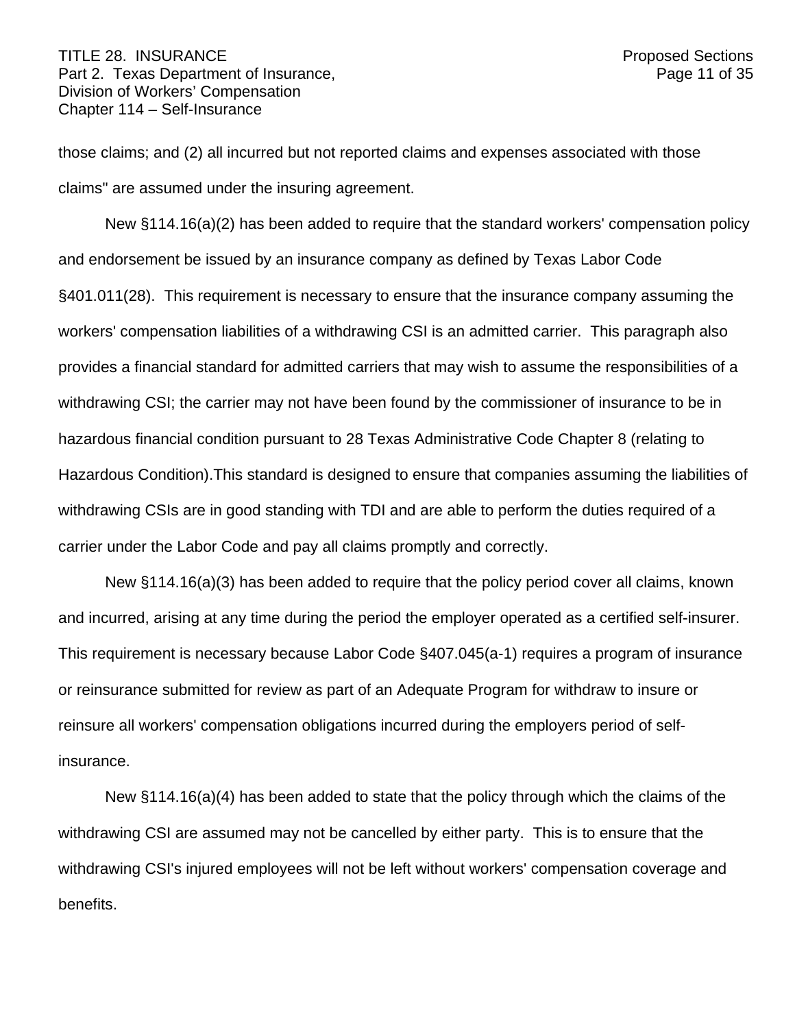those claims; and (2) all incurred but not reported claims and expenses associated with those claims" are assumed under the insuring agreement.

New §114.16(a)(2) has been added to require that the standard workers' compensation policy and endorsement be issued by an insurance company as defined by Texas Labor Code §401.011(28). This requirement is necessary to ensure that the insurance company assuming the workers' compensation liabilities of a withdrawing CSI is an admitted carrier. This paragraph also provides a financial standard for admitted carriers that may wish to assume the responsibilities of a withdrawing CSI; the carrier may not have been found by the commissioner of insurance to be in hazardous financial condition pursuant to 28 Texas Administrative Code Chapter 8 (relating to Hazardous Condition).This standard is designed to ensure that companies assuming the liabilities of withdrawing CSIs are in good standing with TDI and are able to perform the duties required of a carrier under the Labor Code and pay all claims promptly and correctly.

New §114.16(a)(3) has been added to require that the policy period cover all claims, known and incurred, arising at any time during the period the employer operated as a certified self-insurer. This requirement is necessary because Labor Code §407.045(a-1) requires a program of insurance or reinsurance submitted for review as part of an Adequate Program for withdraw to insure or reinsure all workers' compensation obligations incurred during the employers period of self-insurance.

New §114.16(a)(4) has been added to state that the policy through which the claims of the withdrawing CSI are assumed may not be cancelled by either party. This is to ensure that the withdrawing CSI's injured employees will not be left without workers' compensation coverage and benefits.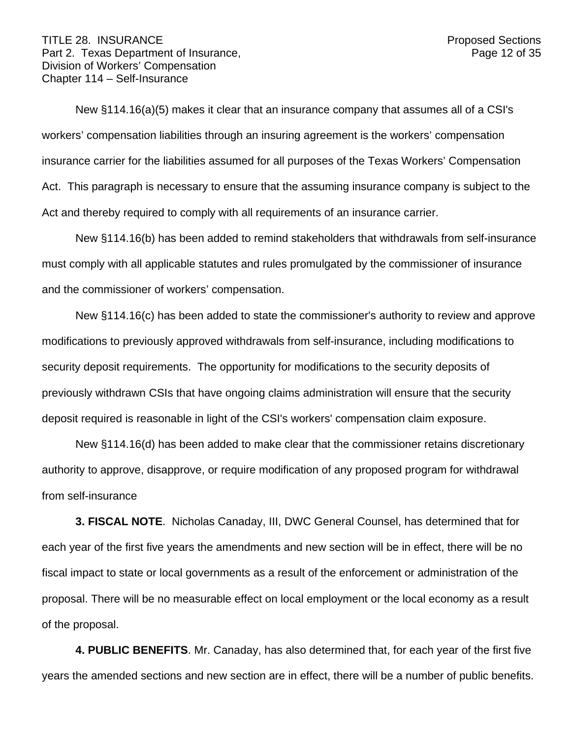New §114.16(a)(5) makes it clear that an insurance company that assumes all of a CSI's workers' compensation liabilities through an insuring agreement is the workers' compensation insurance carrier for the liabilities assumed for all purposes of the Texas Workers' Compensation Act. This paragraph is necessary to ensure that the assuming insurance company is subject to the Act and thereby required to comply with all requirements of an insurance carrier.

New §114.16(b) has been added to remind stakeholders that withdrawals from self-insurance must comply with all applicable statutes and rules promulgated by the commissioner of insurance and the commissioner of workers' compensation.

New §114.16(c) has been added to state the commissioner's authority to review and approve modifications to previously approved withdrawals from self-insurance, including modifications to security deposit requirements. The opportunity for modifications to the security deposits of previously withdrawn CSIs that have ongoing claims administration will ensure that the security deposit required is reasonable in light of the CSI's workers' compensation claim exposure.

New §114.16(d) has been added to make clear that the commissioner retains discretionary authority to approve, disapprove, or require modification of any proposed program for withdrawal from self-insurance

**3. FISCAL NOTE**. Nicholas Canaday, III, DWC General Counsel, has determined that for each year of the first five years the amendments and new section will be in effect, there will be no fiscal impact to state or local governments as a result of the enforcement or administration of the proposal. There will be no measurable effect on local employment or the local economy as a result of the proposal.

**4. PUBLIC BENEFITS**. Mr. Canaday, has also determined that, for each year of the first five years the amended sections and new section are in effect, there will be a number of public benefits.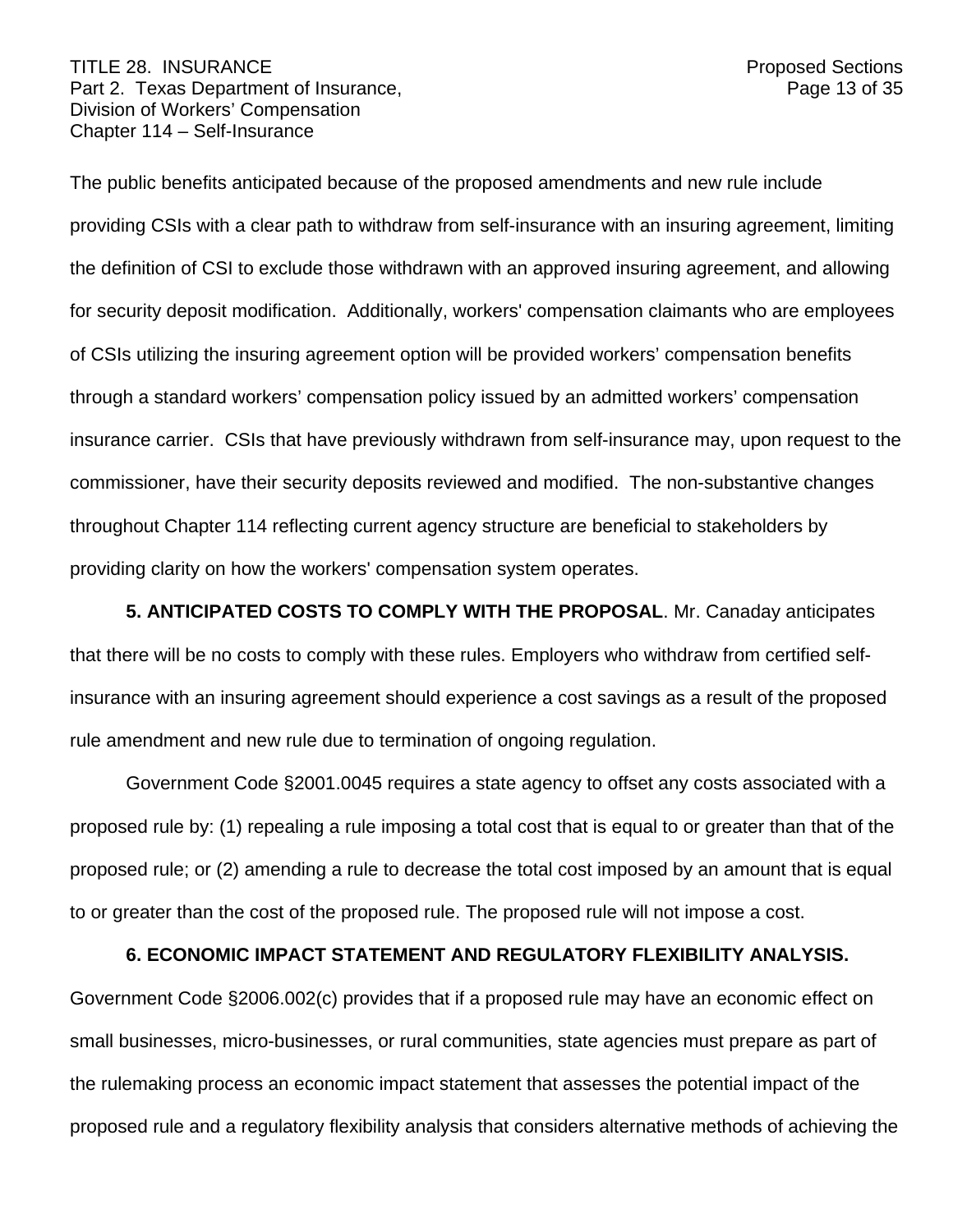The public benefits anticipated because of the proposed amendments and new rule include providing CSIs with a clear path to withdraw from self-insurance with an insuring agreement, limiting the definition of CSI to exclude those withdrawn with an approved insuring agreement, and allowing for security deposit modification. Additionally, workers' compensation claimants who are employees of CSIs utilizing the insuring agreement option will be provided workers' compensation benefits through a standard workers' compensation policy issued by an admitted workers' compensation insurance carrier. CSIs that have previously withdrawn from self-insurance may, upon request to the commissioner, have their security deposits reviewed and modified. The non-substantive changes throughout Chapter 114 reflecting current agency structure are beneficial to stakeholders by providing clarity on how the workers' compensation system operates.

**5. ANTICIPATED COSTS TO COMPLY WITH THE PROPOSAL**. Mr. Canaday anticipates that there will be no costs to comply with these rules. Employers who withdraw from certified self-insurance with an insuring agreement should experience a cost savings as a result of the proposed rule amendment and new rule due to termination of ongoing regulation.

Government Code §2001.0045 requires a state agency to offset any costs associated with a proposed rule by: (1) repealing a rule imposing a total cost that is equal to or greater than that of the proposed rule; or (2) amending a rule to decrease the total cost imposed by an amount that is equal to or greater than the cost of the proposed rule. The proposed rule will not impose a cost.

**6. ECONOMIC IMPACT STATEMENT AND REGULATORY FLEXIBILITY ANALYSIS.** Government Code §2006.002(c) provides that if a proposed rule may have an economic effect on small businesses, micro-businesses, or rural communities, state agencies must prepare as part of the rulemaking process an economic impact statement that assesses the potential impact of the proposed rule and a regulatory flexibility analysis that considers alternative methods of achieving the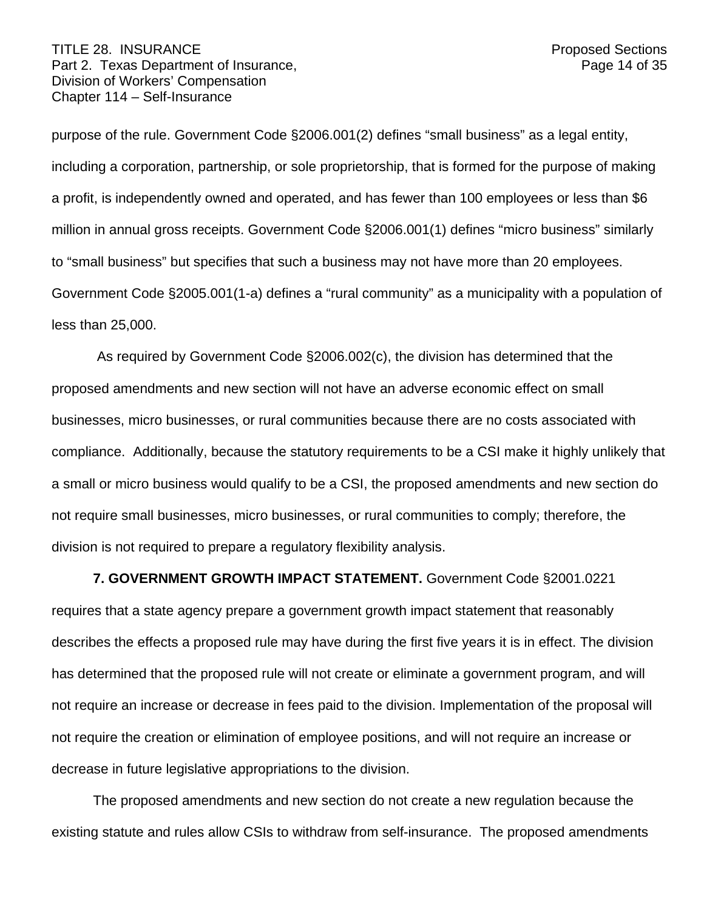purpose of the rule. Government Code §2006.001(2) defines "small business" as a legal entity, including a corporation, partnership, or sole proprietorship, that is formed for the purpose of making a profit, is independently owned and operated, and has fewer than 100 employees or less than $6 million in annual gross receipts. Government Code §2006.001(1) defines "micro business" similarly to "small business" but specifies that such a business may not have more than 20 employees. Government Code §2005.001(1-a) defines a "rural community" as a municipality with a population of less than 25,000.

As required by Government Code §2006.002(c), the division has determined that the proposed amendments and new section will not have an adverse economic effect on small businesses, micro businesses, or rural communities because there are no costs associated with compliance. Additionally, because the statutory requirements to be a CSI make it highly unlikely that a small or micro business would qualify to be a CSI, the proposed amendments and new section do not require small businesses, micro businesses, or rural communities to comply; therefore, the division is not required to prepare a regulatory flexibility analysis.

**7. GOVERNMENT GROWTH IMPACT STATEMENT.** Government Code §2001.0221 requires that a state agency prepare a government growth impact statement that reasonably describes the effects a proposed rule may have during the first five years it is in effect. The division has determined that the proposed rule will not create or eliminate a government program, and will not require an increase or decrease in fees paid to the division. Implementation of the proposal will not require the creation or elimination of employee positions, and will not require an increase or decrease in future legislative appropriations to the division.

The proposed amendments and new section do not create a new regulation because the existing statute and rules allow CSIs to withdraw from self-insurance. The proposed amendments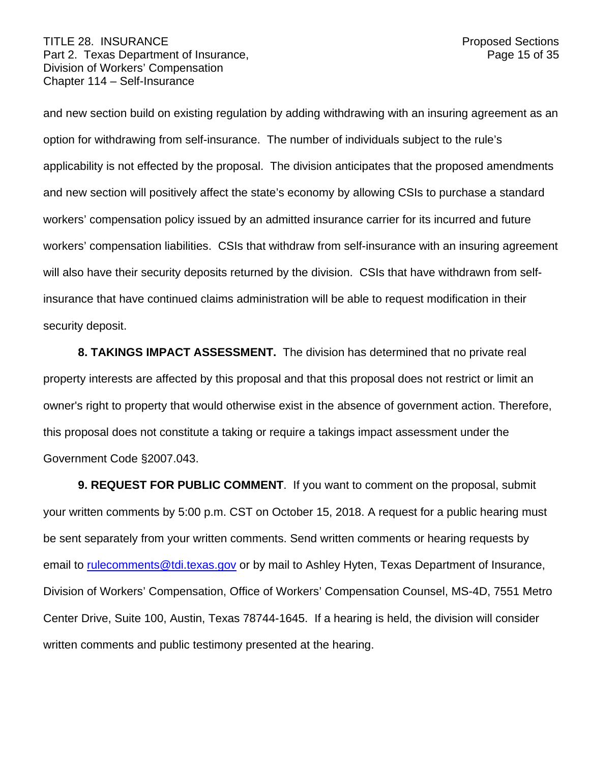and new section build on existing regulation by adding withdrawing with an insuring agreement as an option for withdrawing from self-insurance. The number of individuals subject to the rule's applicability is not effected by the proposal. The division anticipates that the proposed amendments and new section will positively affect the state's economy by allowing CSIs to purchase a standard workers' compensation policy issued by an admitted insurance carrier for its incurred and future workers' compensation liabilities. CSIs that withdraw from self-insurance with an insuring agreement will also have their security deposits returned by the division. CSIs that have withdrawn from self-insurance that have continued claims administration will be able to request modification in their security deposit.

**8. TAKINGS IMPACT ASSESSMENT.** The division has determined that no private real property interests are affected by this proposal and that this proposal does not restrict or limit an owner's right to property that would otherwise exist in the absence of government action. Therefore, this proposal does not constitute a taking or require a takings impact assessment under the Government Code §2007.043.

**9. REQUEST FOR PUBLIC COMMENT**. If you want to comment on the proposal, submit your written comments by 5:00 p.m. CST on October 15, 2018. A request for a public hearing must be sent separately from your written comments. Send written comments or hearing requests by email to rulecomments@tdi.texas.gov or by mail to Ashley Hyten, Texas Department of Insurance, Division of Workers' Compensation, Office of Workers' Compensation Counsel, MS-4D, 7551 Metro Center Drive, Suite 100, Austin, Texas 78744-1645. If a hearing is held, the division will consider written comments and public testimony presented at the hearing.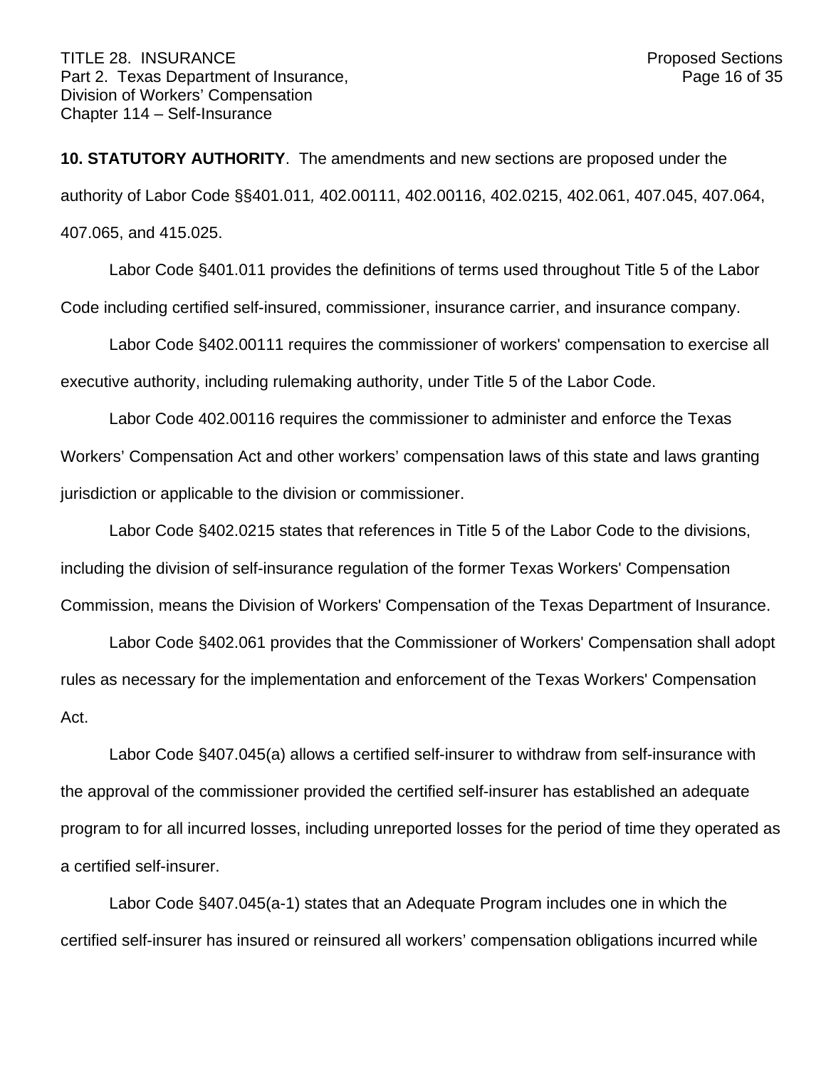**10. STATUTORY AUTHORITY**. The amendments and new sections are proposed under the authority of Labor Code §§401.011, 402.00111, 402.00116, 402.0215, 402.061, 407.045, 407.064, 407.065, and 415.025.

Labor Code §401.011 provides the definitions of terms used throughout Title 5 of the Labor Code including certified self-insured, commissioner, insurance carrier, and insurance company.

Labor Code §402.00111 requires the commissioner of workers' compensation to exercise all executive authority, including rulemaking authority, under Title 5 of the Labor Code.

Labor Code 402.00116 requires the commissioner to administer and enforce the Texas Workers' Compensation Act and other workers' compensation laws of this state and laws granting jurisdiction or applicable to the division or commissioner.

Labor Code §402.0215 states that references in Title 5 of the Labor Code to the divisions, including the division of self-insurance regulation of the former Texas Workers' Compensation Commission, means the Division of Workers' Compensation of the Texas Department of Insurance.

Labor Code §402.061 provides that the Commissioner of Workers' Compensation shall adopt rules as necessary for the implementation and enforcement of the Texas Workers' Compensation Act.

Labor Code §407.045(a) allows a certified self-insurer to withdraw from self-insurance with the approval of the commissioner provided the certified self-insurer has established an adequate program to for all incurred losses, including unreported losses for the period of time they operated as a certified self-insurer.

Labor Code §407.045(a-1) states that an Adequate Program includes one in which the certified self-insurer has insured or reinsured all workers' compensation obligations incurred while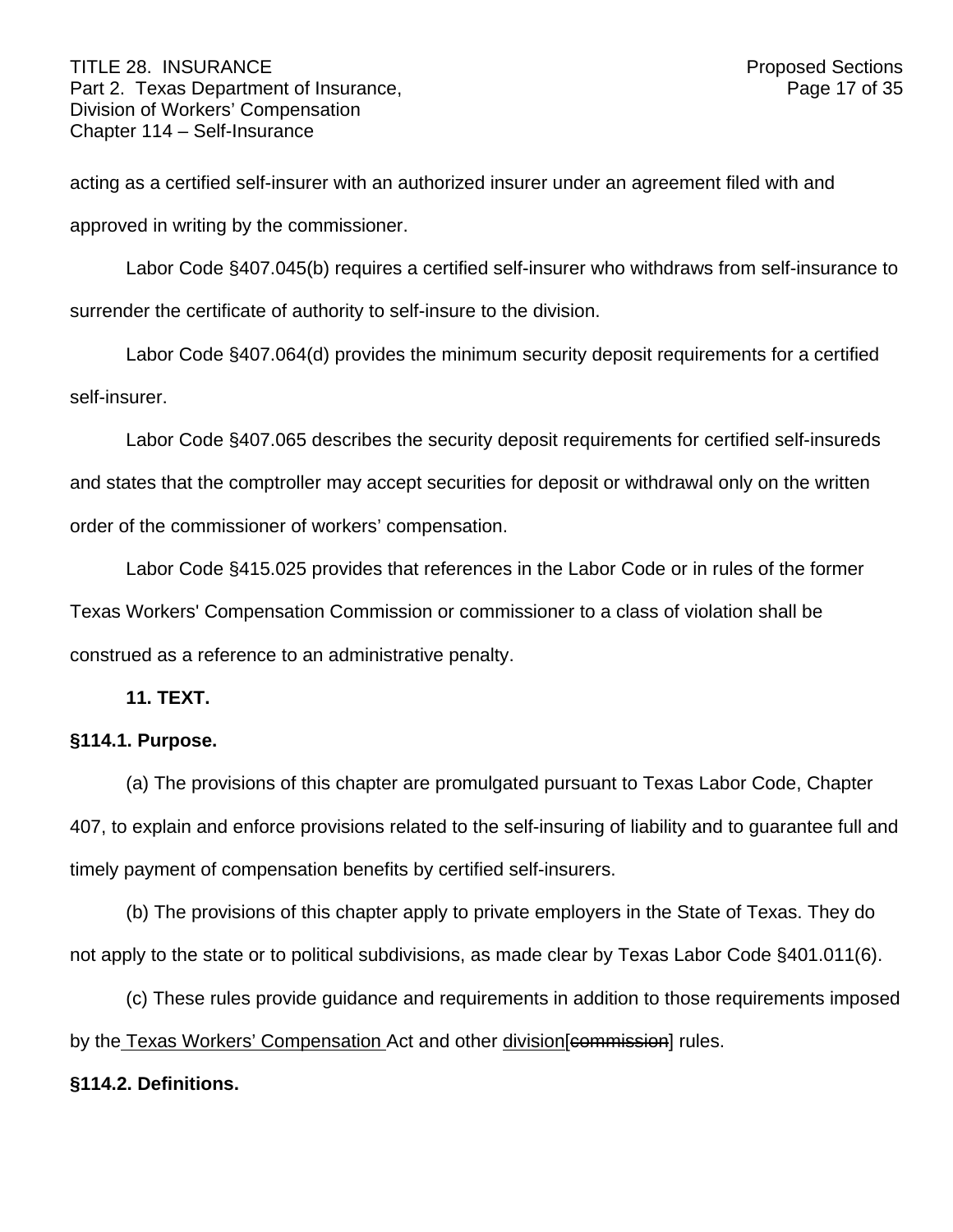acting as a certified self-insurer with an authorized insurer under an agreement filed with and approved in writing by the commissioner.

Labor Code §407.045(b) requires a certified self-insurer who withdraws from self-insurance to surrender the certificate of authority to self-insure to the division.

Labor Code §407.064(d) provides the minimum security deposit requirements for a certified self-insurer.

Labor Code §407.065 describes the security deposit requirements for certified self-insureds and states that the comptroller may accept securities for deposit or withdrawal only on the written order of the commissioner of workers' compensation.

Labor Code §415.025 provides that references in the Labor Code or in rules of the former Texas Workers' Compensation Commission or commissioner to a class of violation shall be construed as a reference to an administrative penalty.

**11. TEXT.**

**§114.1. Purpose.**

(a) The provisions of this chapter are promulgated pursuant to Texas Labor Code, Chapter 407, to explain and enforce provisions related to the self-insuring of liability and to guarantee full and timely payment of compensation benefits by certified self-insurers.

(b) The provisions of this chapter apply to private employers in the State of Texas. They do not apply to the state or to political subdivisions, as made clear by Texas Labor Code §401.011(6).

(c) These rules provide guidance and requirements in addition to those requirements imposed by the <u>Texas Workers' Compensation</u> Act and other <u>division</u>[~~commission~~] rules.

**§114.2. Definitions.**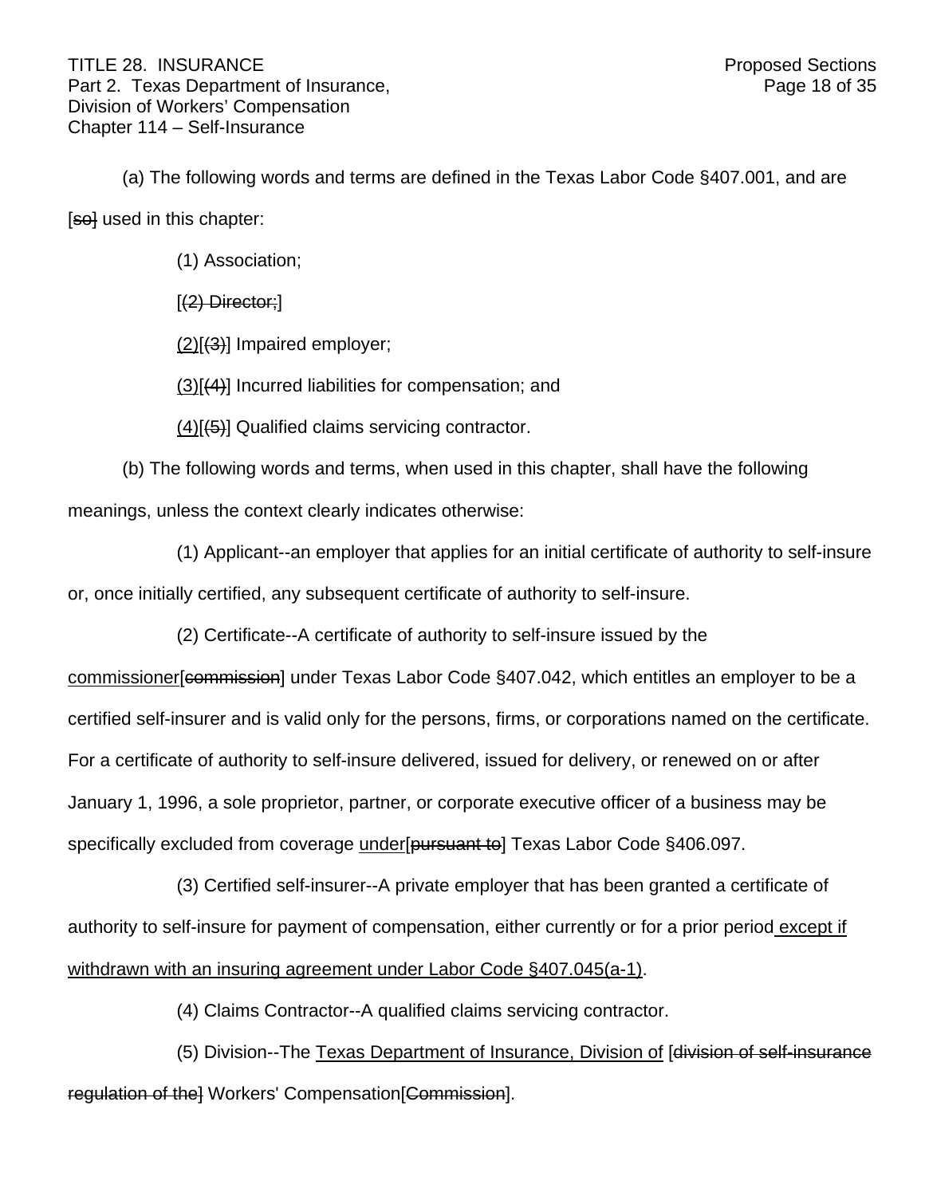(a) The following words and terms are defined in the Texas Labor Code §407.001, and are [~~so~~] used in this chapter:

(1) Association;

[~~(2) Director;~~]

<u>(2)</u>[~~(3)~~] Impaired employer;

<u>(3)</u>[~~(4)~~] Incurred liabilities for compensation; and

<u>(4)</u>[~~(5)~~] Qualified claims servicing contractor.

(b) The following words and terms, when used in this chapter, shall have the following meanings, unless the context clearly indicates otherwise:

(1) Applicant--an employer that applies for an initial certificate of authority to self-insure or, once initially certified, any subsequent certificate of authority to self-insure.

(2) Certificate--A certificate of authority to self-insure issued by the <u>commissioner</u>[~~commission~~] under Texas Labor Code §407.042, which entitles an employer to be a certified self-insurer and is valid only for the persons, firms, or corporations named on the certificate. For a certificate of authority to self-insure delivered, issued for delivery, or renewed on or after January 1, 1996, a sole proprietor, partner, or corporate executive officer of a business may be specifically excluded from coverage <u>under</u>[~~pursuant to~~] Texas Labor Code §406.097.

(3) Certified self-insurer--A private employer that has been granted a certificate of authority to self-insure for payment of compensation, either currently or for a prior period <u>except if withdrawn with an insuring agreement under Labor Code §407.045(a-1)</u>.

(4) Claims Contractor--A qualified claims servicing contractor.

(5) Division--The <u>Texas Department of Insurance, Division of</u> [~~division of self-insurance regulation of the~~] Workers' Compensation[~~Commission~~].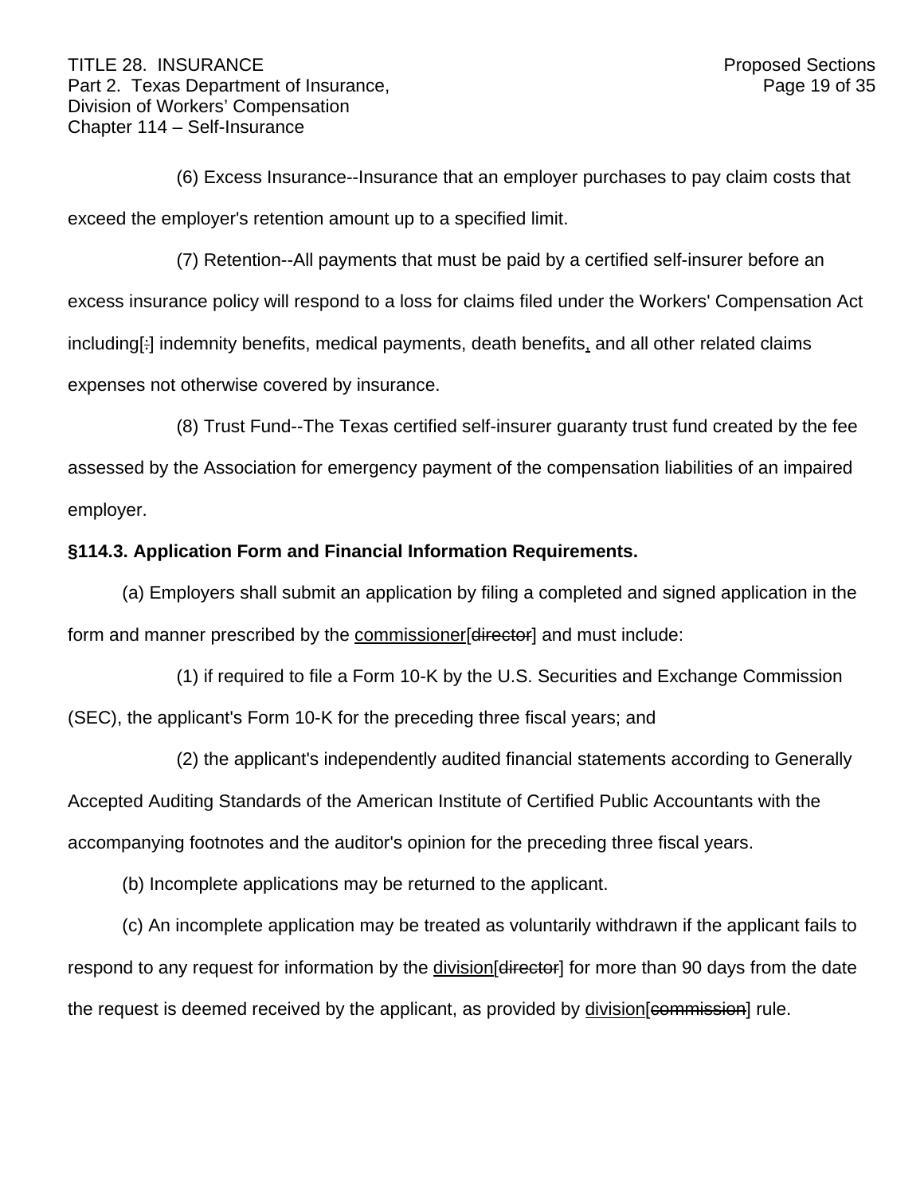(6) Excess Insurance--Insurance that an employer purchases to pay claim costs that exceed the employer's retention amount up to a specified limit.

(7) Retention--All payments that must be paid by a certified self-insurer before an excess insurance policy will respond to a loss for claims filed under the Workers' Compensation Act including[:] indemnity benefits, medical payments, death benefits, and all other related claims expenses not otherwise covered by insurance.

(8) Trust Fund--The Texas certified self-insurer guaranty trust fund created by the fee assessed by the Association for emergency payment of the compensation liabilities of an impaired employer.

**§114.3. Application Form and Financial Information Requirements.**

(a) Employers shall submit an application by filing a completed and signed application in the form and manner prescribed by the commissioner[~~director~~] and must include:

(1) if required to file a Form 10-K by the U.S. Securities and Exchange Commission (SEC), the applicant's Form 10-K for the preceding three fiscal years; and

(2) the applicant's independently audited financial statements according to Generally Accepted Auditing Standards of the American Institute of Certified Public Accountants with the accompanying footnotes and the auditor's opinion for the preceding three fiscal years.

(b) Incomplete applications may be returned to the applicant.

(c) An incomplete application may be treated as voluntarily withdrawn if the applicant fails to respond to any request for information by the division[~~director~~] for more than 90 days from the date the request is deemed received by the applicant, as provided by division[~~commission~~] rule.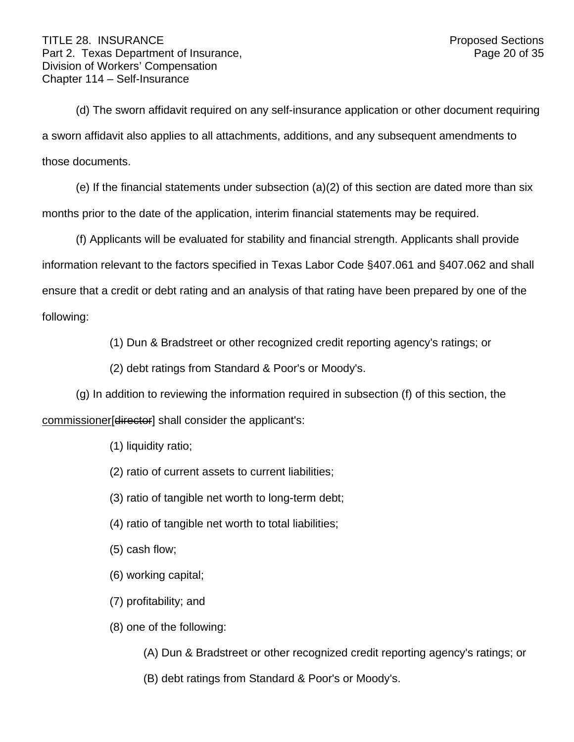(d) The sworn affidavit required on any self-insurance application or other document requiring a sworn affidavit also applies to all attachments, additions, and any subsequent amendments to those documents.

(e) If the financial statements under subsection (a)(2) of this section are dated more than six months prior to the date of the application, interim financial statements may be required.

(f) Applicants will be evaluated for stability and financial strength. Applicants shall provide information relevant to the factors specified in Texas Labor Code §407.061 and §407.062 and shall ensure that a credit or debt rating and an analysis of that rating have been prepared by one of the following:

(1) Dun & Bradstreet or other recognized credit reporting agency's ratings; or

(2) debt ratings from Standard & Poor's or Moody's.

(g) In addition to reviewing the information required in subsection (f) of this section, the <u>commissioner</u>[~~director~~] shall consider the applicant's:

(1) liquidity ratio;

(2) ratio of current assets to current liabilities;

(3) ratio of tangible net worth to long-term debt;

(4) ratio of tangible net worth to total liabilities;

(5) cash flow;

(6) working capital;

(7) profitability; and

(8) one of the following:

(A) Dun & Bradstreet or other recognized credit reporting agency's ratings; or

(B) debt ratings from Standard & Poor's or Moody's.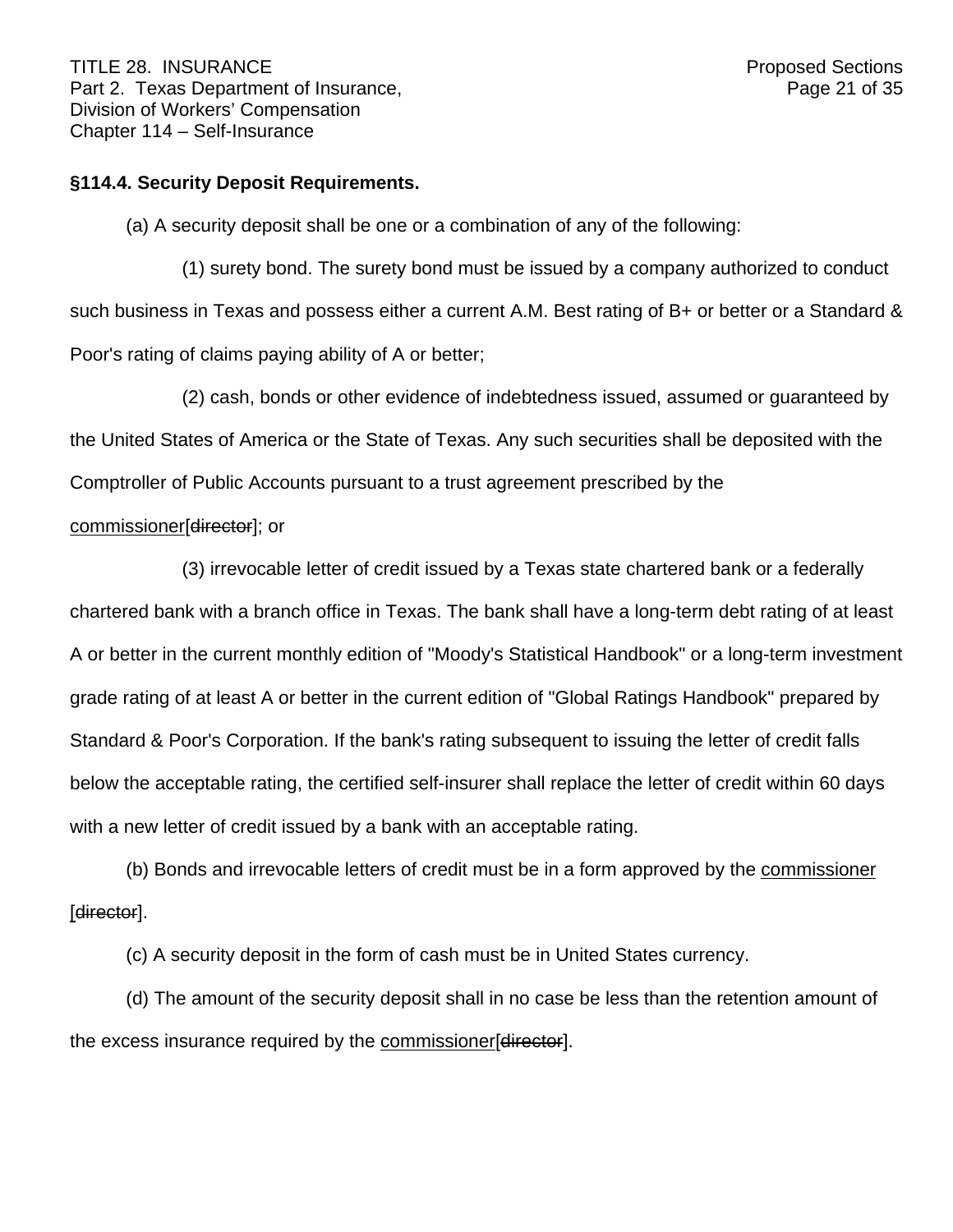**§114.4. Security Deposit Requirements.**

(a) A security deposit shall be one or a combination of any of the following:

(1) surety bond. The surety bond must be issued by a company authorized to conduct such business in Texas and possess either a current A.M. Best rating of B+ or better or a Standard & Poor's rating of claims paying ability of A or better;

(2) cash, bonds or other evidence of indebtedness issued, assumed or guaranteed by the United States of America or the State of Texas. Any such securities shall be deposited with the Comptroller of Public Accounts pursuant to a trust agreement prescribed by the <u>commissioner</u>[~~director~~]; or

(3) irrevocable letter of credit issued by a Texas state chartered bank or a federally chartered bank with a branch office in Texas. The bank shall have a long-term debt rating of at least A or better in the current monthly edition of "Moody's Statistical Handbook" or a long-term investment grade rating of at least A or better in the current edition of "Global Ratings Handbook" prepared by Standard & Poor's Corporation. If the bank's rating subsequent to issuing the letter of credit falls below the acceptable rating, the certified self-insurer shall replace the letter of credit within 60 days with a new letter of credit issued by a bank with an acceptable rating.

(b) Bonds and irrevocable letters of credit must be in a form approved by the <u>commissioner</u> [~~director~~].

(c) A security deposit in the form of cash must be in United States currency.

(d) The amount of the security deposit shall in no case be less than the retention amount of the excess insurance required by the <u>commissioner</u>[~~director~~].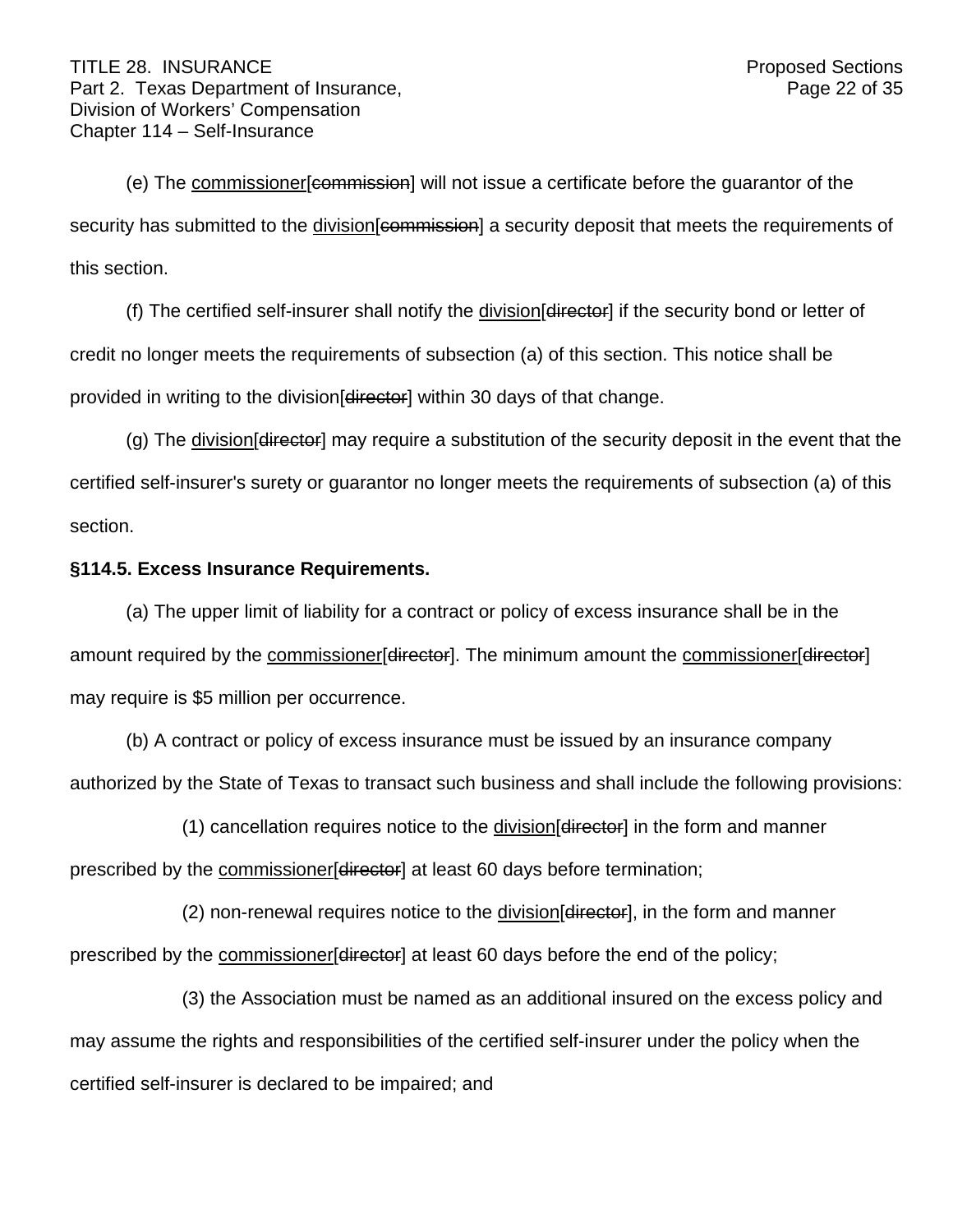(e) The commissioner[commission] will not issue a certificate before the guarantor of the security has submitted to the division[commission] a security deposit that meets the requirements of this section.

(f) The certified self-insurer shall notify the division[director] if the security bond or letter of credit no longer meets the requirements of subsection (a) of this section. This notice shall be provided in writing to the division[director] within 30 days of that change.

(g) The division[director] may require a substitution of the security deposit in the event that the certified self-insurer's surety or guarantor no longer meets the requirements of subsection (a) of this section.

**§114.5. Excess Insurance Requirements.**

(a) The upper limit of liability for a contract or policy of excess insurance shall be in the amount required by the commissioner[director]. The minimum amount the commissioner[director] may require is $5 million per occurrence.

(b) A contract or policy of excess insurance must be issued by an insurance company authorized by the State of Texas to transact such business and shall include the following provisions:

(1) cancellation requires notice to the division[director] in the form and manner prescribed by the commissioner[director] at least 60 days before termination;

(2) non-renewal requires notice to the division[director], in the form and manner prescribed by the commissioner[director] at least 60 days before the end of the policy;

(3) the Association must be named as an additional insured on the excess policy and may assume the rights and responsibilities of the certified self-insurer under the policy when the certified self-insurer is declared to be impaired; and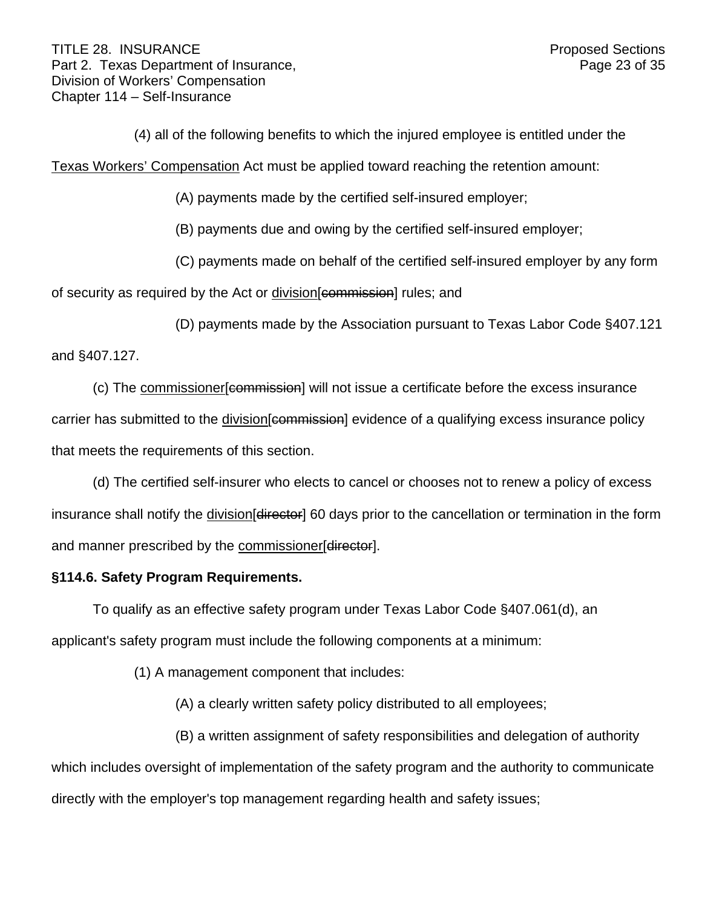(4) all of the following benefits to which the injured employee is entitled under the <u>Texas Workers' Compensation</u> Act must be applied toward reaching the retention amount:

(A) payments made by the certified self-insured employer;

(B) payments due and owing by the certified self-insured employer;

(C) payments made on behalf of the certified self-insured employer by any form of security as required by the Act or <u>division</u>[~~commission~~] rules; and

(D) payments made by the Association pursuant to Texas Labor Code §407.121 and §407.127.

(c) The <u>commissioner</u>[~~commission~~] will not issue a certificate before the excess insurance carrier has submitted to the <u>division</u>[~~commission~~] evidence of a qualifying excess insurance policy that meets the requirements of this section.

(d) The certified self-insurer who elects to cancel or chooses not to renew a policy of excess insurance shall notify the <u>division</u>[~~director~~] 60 days prior to the cancellation or termination in the form and manner prescribed by the <u>commissioner</u>[~~director~~].

**§114.6. Safety Program Requirements.**

To qualify as an effective safety program under Texas Labor Code §407.061(d), an applicant's safety program must include the following components at a minimum:

(1) A management component that includes:

(A) a clearly written safety policy distributed to all employees;

(B) a written assignment of safety responsibilities and delegation of authority which includes oversight of implementation of the safety program and the authority to communicate directly with the employer's top management regarding health and safety issues;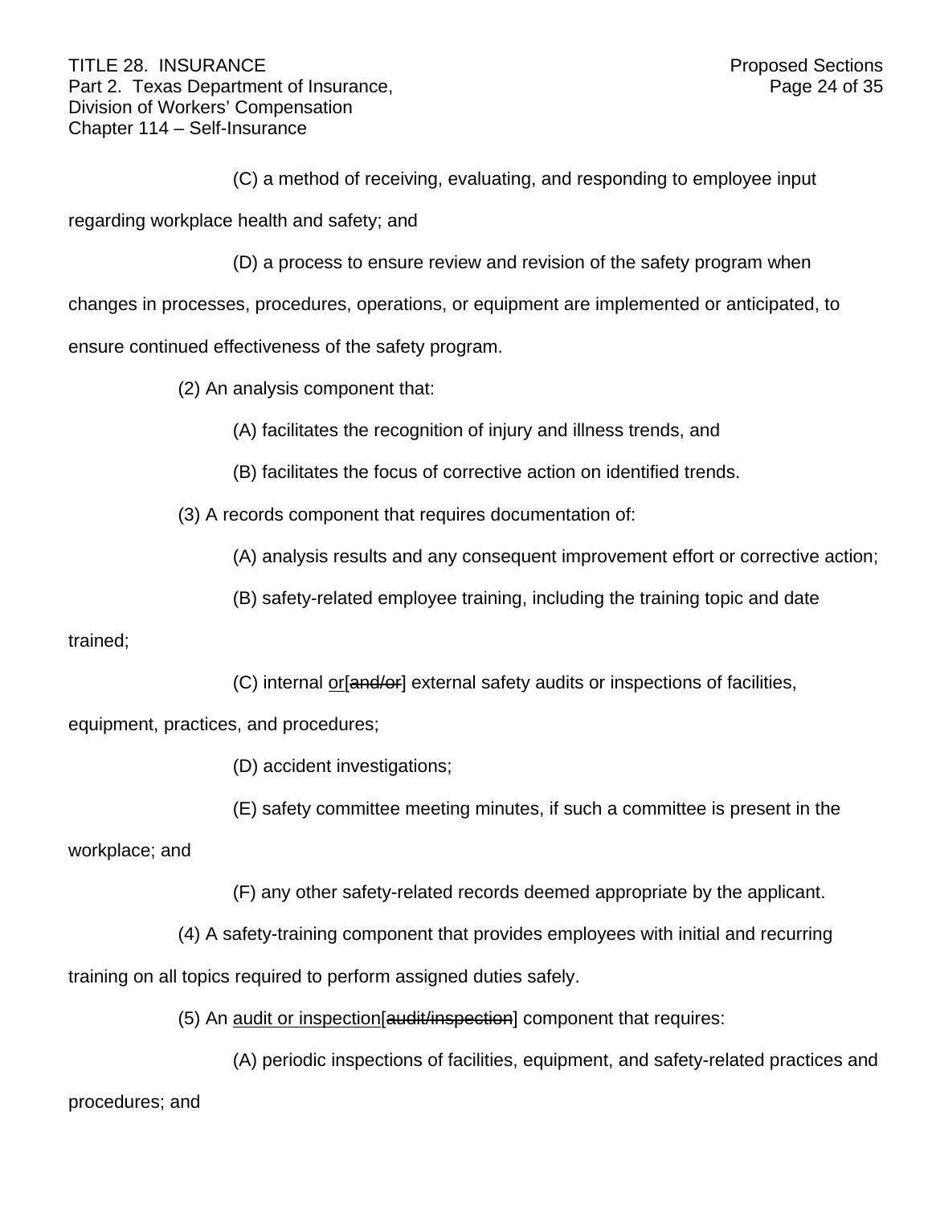(C) a method of receiving, evaluating, and responding to employee input regarding workplace health and safety; and

(D) a process to ensure review and revision of the safety program when changes in processes, procedures, operations, or equipment are implemented or anticipated, to ensure continued effectiveness of the safety program.

(2) An analysis component that:

(A) facilitates the recognition of injury and illness trends, and

(B) facilitates the focus of corrective action on identified trends.

(3) A records component that requires documentation of:

(A) analysis results and any consequent improvement effort or corrective action;

(B) safety-related employee training, including the training topic and date trained;

(C) internal <u>or</u>[~~and/or~~] external safety audits or inspections of facilities, equipment, practices, and procedures;

(D) accident investigations;

(E) safety committee meeting minutes, if such a committee is present in the workplace; and

(F) any other safety-related records deemed appropriate by the applicant.

(4) A safety-training component that provides employees with initial and recurring training on all topics required to perform assigned duties safely.

(5) An <u>audit or inspection</u>[~~audit/inspection~~] component that requires:

(A) periodic inspections of facilities, equipment, and safety-related practices and procedures; and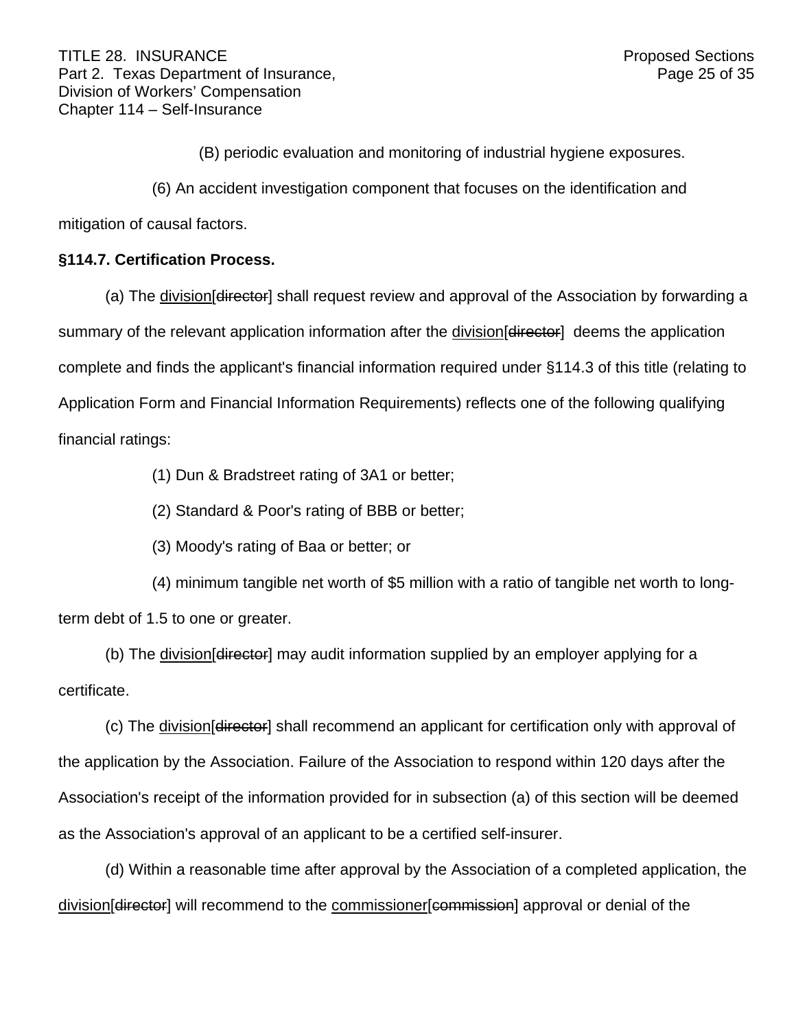(B) periodic evaluation and monitoring of industrial hygiene exposures.

(6) An accident investigation component that focuses on the identification and mitigation of causal factors.

**§114.7. Certification Process.**

(a) The <u>division</u>[~~director~~] shall request review and approval of the Association by forwarding a summary of the relevant application information after the <u>division</u>[~~director~~] deems the application complete and finds the applicant's financial information required under §114.3 of this title (relating to Application Form and Financial Information Requirements) reflects one of the following qualifying financial ratings:

(1) Dun & Bradstreet rating of 3A1 or better;

(2) Standard & Poor's rating of BBB or better;

(3) Moody's rating of Baa or better; or

(4) minimum tangible net worth of $5 million with a ratio of tangible net worth to long-term debt of 1.5 to one or greater.

(b) The <u>division</u>[~~director~~] may audit information supplied by an employer applying for a certificate.

(c) The <u>division</u>[~~director~~] shall recommend an applicant for certification only with approval of the application by the Association. Failure of the Association to respond within 120 days after the Association's receipt of the information provided for in subsection (a) of this section will be deemed as the Association's approval of an applicant to be a certified self-insurer.

(d) Within a reasonable time after approval by the Association of a completed application, the <u>division</u>[~~director~~] will recommend to the <u>commissioner</u>[~~commission~~] approval or denial of the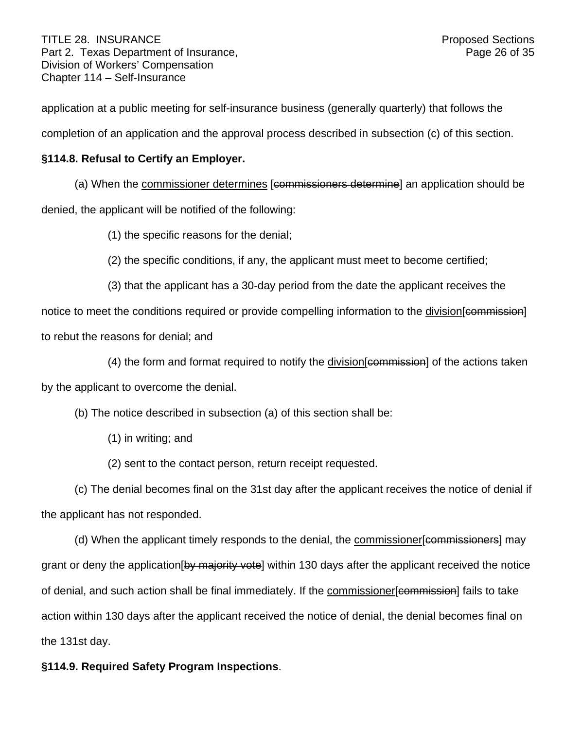application at a public meeting for self-insurance business (generally quarterly) that follows the completion of an application and the approval process described in subsection (c) of this section.

**§114.8. Refusal to Certify an Employer.**

(a) When the <u>commissioner determines</u> [~~commissioners determine~~] an application should be denied, the applicant will be notified of the following:

(1) the specific reasons for the denial;

(2) the specific conditions, if any, the applicant must meet to become certified;

(3) that the applicant has a 30-day period from the date the applicant receives the notice to meet the conditions required or provide compelling information to the <u>division</u>[~~commission~~] to rebut the reasons for denial; and

(4) the form and format required to notify the <u>division</u>[~~commission~~] of the actions taken by the applicant to overcome the denial.

(b) The notice described in subsection (a) of this section shall be:

(1) in writing; and

(2) sent to the contact person, return receipt requested.

(c) The denial becomes final on the 31st day after the applicant receives the notice of denial if the applicant has not responded.

(d) When the applicant timely responds to the denial, the <u>commissioner</u>[~~commissioners~~] may grant or deny the application[~~by majority vote~~] within 130 days after the applicant received the notice of denial, and such action shall be final immediately. If the <u>commissioner</u>[~~commission~~] fails to take action within 130 days after the applicant received the notice of denial, the denial becomes final on the 131st day.

**§114.9. Required Safety Program Inspections**.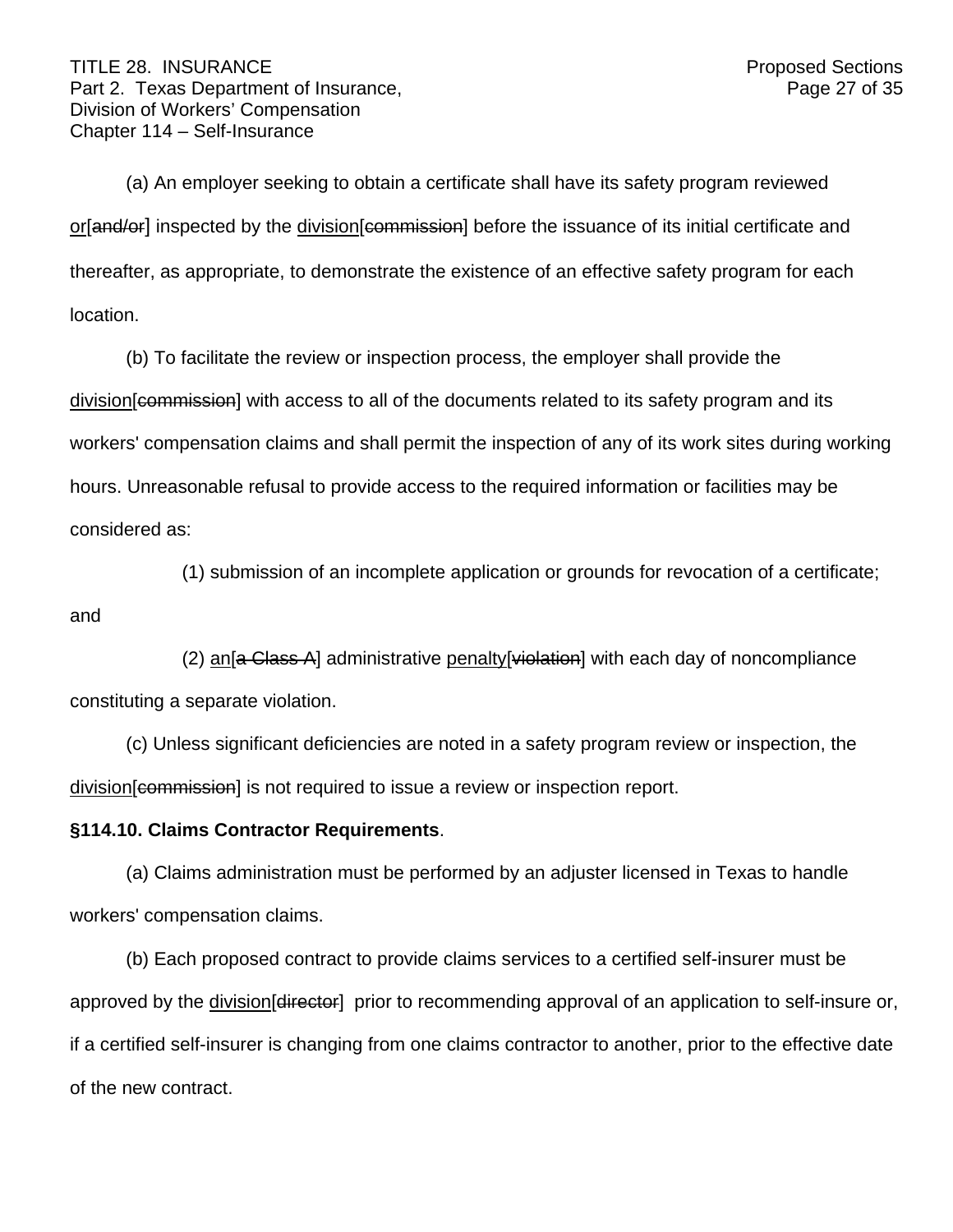(a) An employer seeking to obtain a certificate shall have its safety program reviewed or[~~and/or~~] inspected by the division[~~commission~~] before the issuance of its initial certificate and thereafter, as appropriate, to demonstrate the existence of an effective safety program for each location.

(b) To facilitate the review or inspection process, the employer shall provide the division[~~commission~~] with access to all of the documents related to its safety program and its workers' compensation claims and shall permit the inspection of any of its work sites during working hours. Unreasonable refusal to provide access to the required information or facilities may be considered as:

(1) submission of an incomplete application or grounds for revocation of a certificate; and

(2) an[~~a Class A~~] administrative penalty[~~violation~~] with each day of noncompliance constituting a separate violation.

(c) Unless significant deficiencies are noted in a safety program review or inspection, the division[~~commission~~] is not required to issue a review or inspection report.

**§114.10. Claims Contractor Requirements**.

(a) Claims administration must be performed by an adjuster licensed in Texas to handle workers' compensation claims.

(b) Each proposed contract to provide claims services to a certified self-insurer must be approved by the division[~~director~~] prior to recommending approval of an application to self-insure or, if a certified self-insurer is changing from one claims contractor to another, prior to the effective date of the new contract.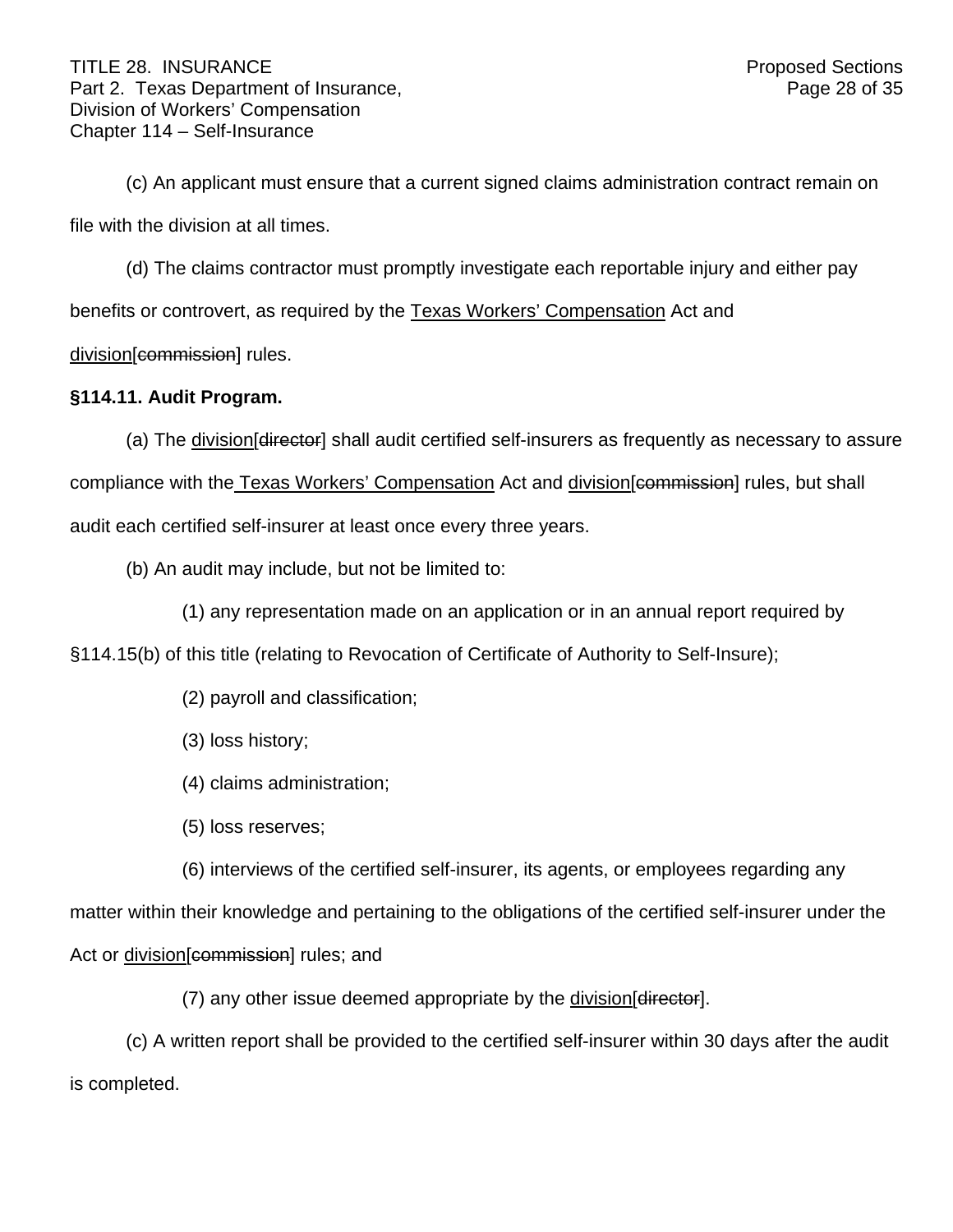(c) An applicant must ensure that a current signed claims administration contract remain on file with the division at all times.

(d) The claims contractor must promptly investigate each reportable injury and either pay benefits or controvert, as required by the Texas Workers' Compensation Act and division[commission] rules.

**§114.11. Audit Program.**

(a) The division[director] shall audit certified self-insurers as frequently as necessary to assure compliance with the Texas Workers' Compensation Act and division[commission] rules, but shall audit each certified self-insurer at least once every three years.

(b) An audit may include, but not be limited to:

(1) any representation made on an application or in an annual report required by §114.15(b) of this title (relating to Revocation of Certificate of Authority to Self-Insure);

(2) payroll and classification;

(3) loss history;

(4) claims administration;

(5) loss reserves;

(6) interviews of the certified self-insurer, its agents, or employees regarding any matter within their knowledge and pertaining to the obligations of the certified self-insurer under the Act or division[commission] rules; and

(7) any other issue deemed appropriate by the division[director].

(c) A written report shall be provided to the certified self-insurer within 30 days after the audit is completed.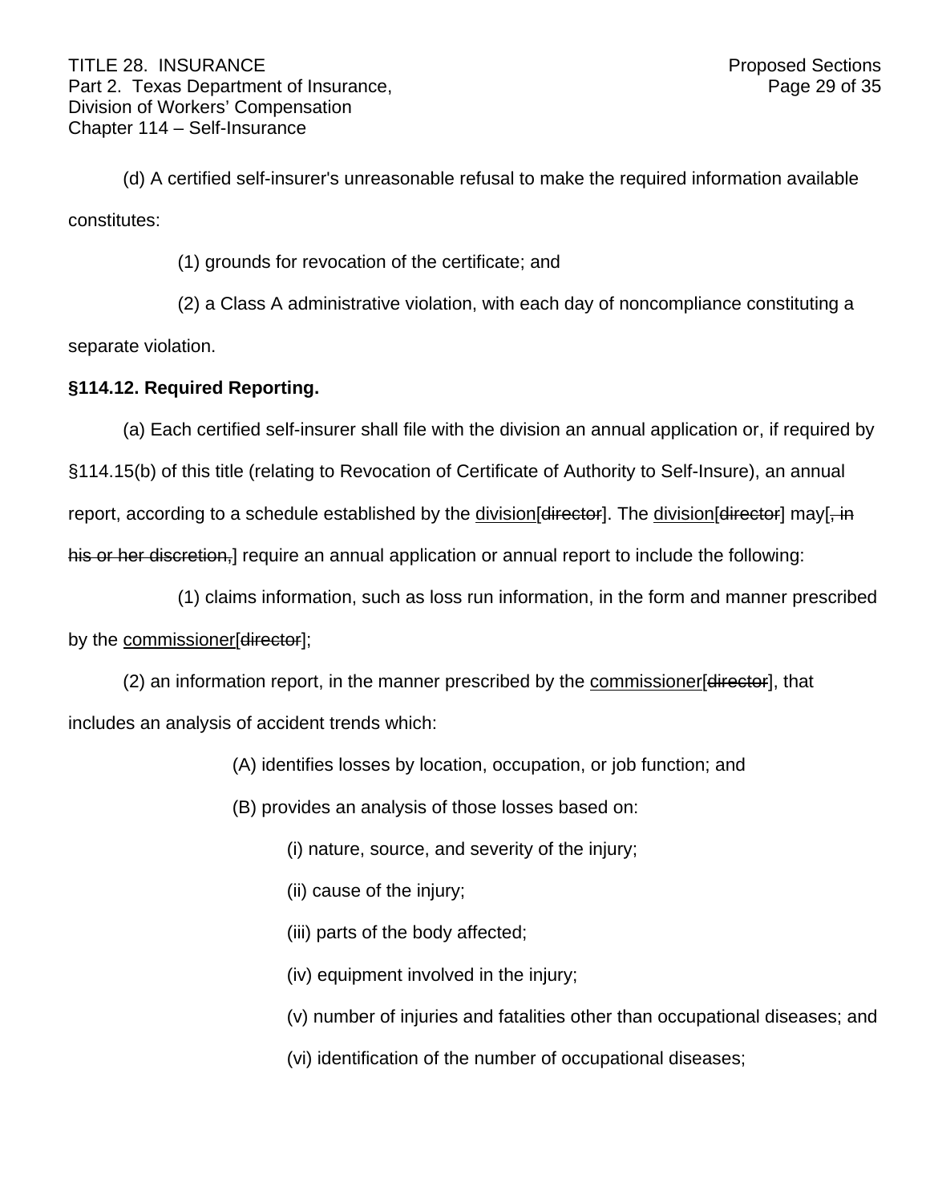(d) A certified self-insurer's unreasonable refusal to make the required information available constitutes:

(1) grounds for revocation of the certificate; and

(2) a Class A administrative violation, with each day of noncompliance constituting a separate violation.

**§114.12. Required Reporting.**

(a) Each certified self-insurer shall file with the division an annual application or, if required by §114.15(b) of this title (relating to Revocation of Certificate of Authority to Self-Insure), an annual report, according to a schedule established by the <u>division</u>[~~director~~]. The <u>division</u>[~~director~~] may[~~, in his or her discretion,~~] require an annual application or annual report to include the following:

(1) claims information, such as loss run information, in the form and manner prescribed by the <u>commissioner</u>[~~director~~];

(2) an information report, in the manner prescribed by the <u>commissioner</u>[~~director~~], that includes an analysis of accident trends which:

(A) identifies losses by location, occupation, or job function; and

(B) provides an analysis of those losses based on:

(i) nature, source, and severity of the injury;

(ii) cause of the injury;

(iii) parts of the body affected;

(iv) equipment involved in the injury;

(v) number of injuries and fatalities other than occupational diseases; and

(vi) identification of the number of occupational diseases;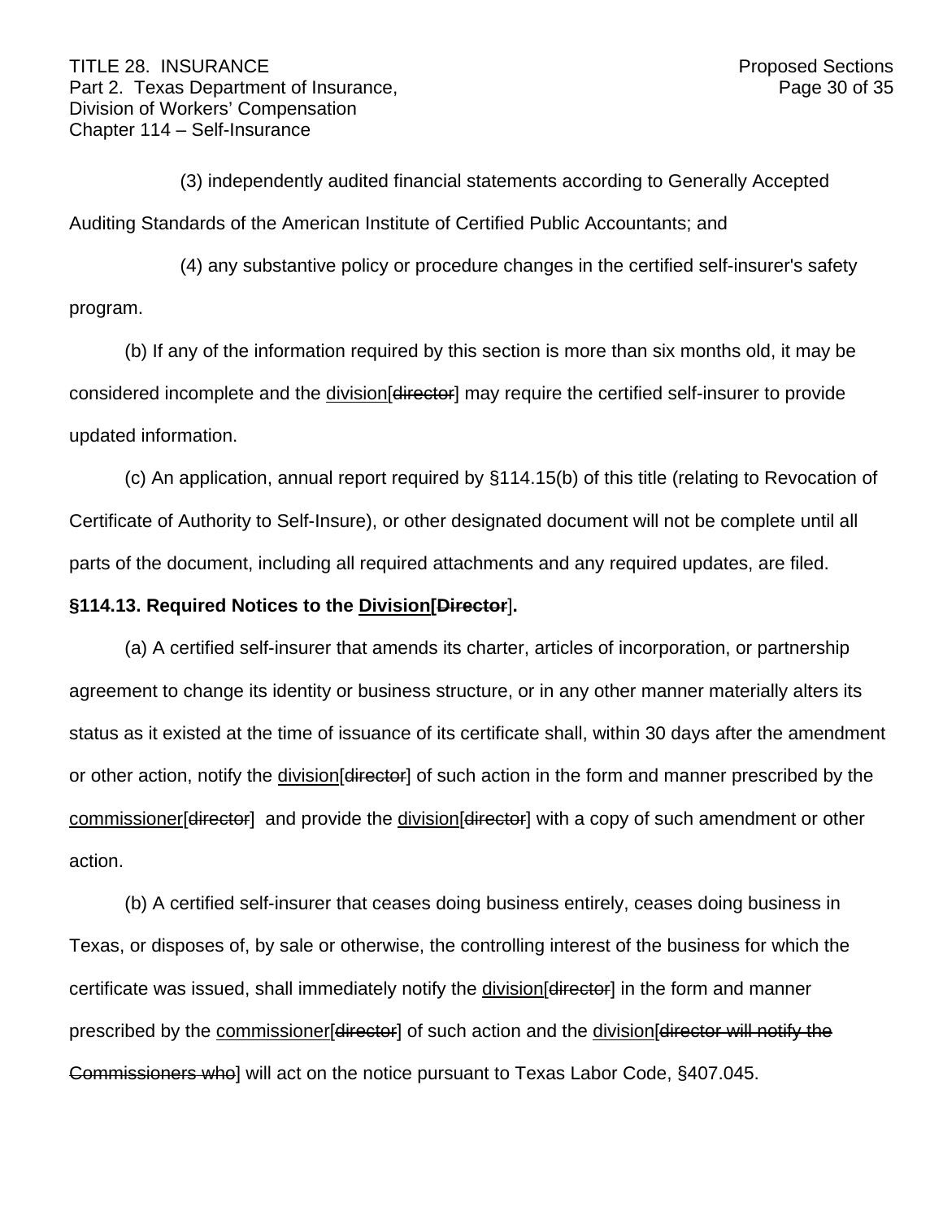(3) independently audited financial statements according to Generally Accepted Auditing Standards of the American Institute of Certified Public Accountants; and

(4) any substantive policy or procedure changes in the certified self-insurer's safety program.

(b) If any of the information required by this section is more than six months old, it may be considered incomplete and the <u>division</u>[~~director~~] may require the certified self-insurer to provide updated information.

(c) An application, annual report required by §114.15(b) of this title (relating to Revocation of Certificate of Authority to Self-Insure), or other designated document will not be complete until all parts of the document, including all required attachments and any required updates, are filed.

**§114.13. Required Notices to the <u>Division</u>[~~Director~~].**

(a) A certified self-insurer that amends its charter, articles of incorporation, or partnership agreement to change its identity or business structure, or in any other manner materially alters its status as it existed at the time of issuance of its certificate shall, within 30 days after the amendment or other action, notify the <u>division</u>[~~director~~] of such action in the form and manner prescribed by the <u>commissioner</u>[~~director~~] and provide the <u>division</u>[~~director~~] with a copy of such amendment or other action.

(b) A certified self-insurer that ceases doing business entirely, ceases doing business in Texas, or disposes of, by sale or otherwise, the controlling interest of the business for which the certificate was issued, shall immediately notify the <u>division</u>[~~director~~] in the form and manner prescribed by the <u>commissioner</u>[~~director~~] of such action and the <u>division</u>[~~director will notify the Commissioners who~~] will act on the notice pursuant to Texas Labor Code, §407.045.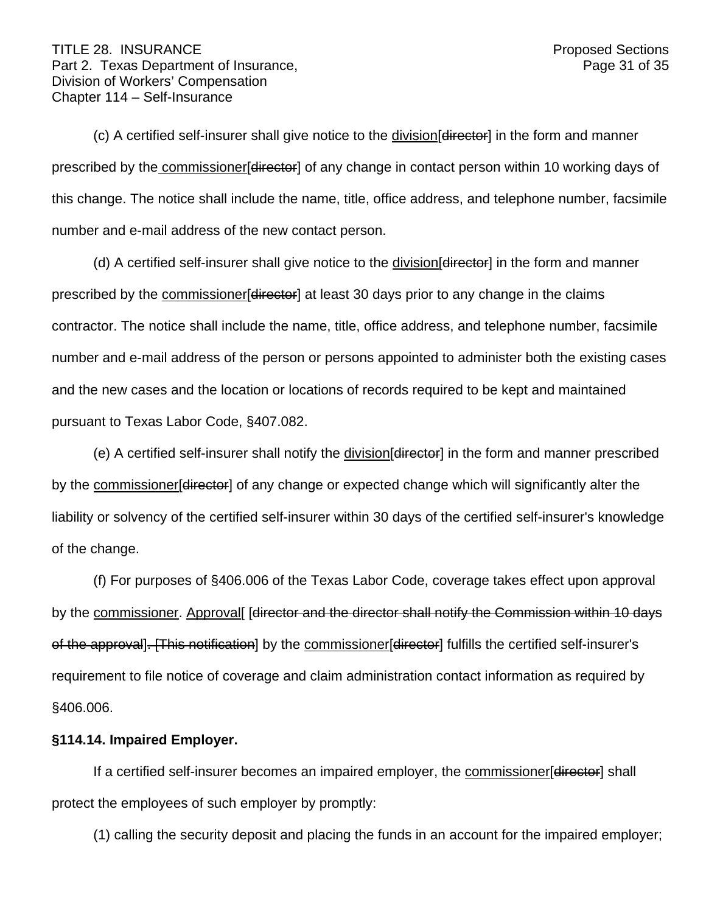(c) A certified self-insurer shall give notice to the division[director] in the form and manner prescribed by the commissioner[director] of any change in contact person within 10 working days of this change. The notice shall include the name, title, office address, and telephone number, facsimile number and e-mail address of the new contact person.

(d) A certified self-insurer shall give notice to the division[director] in the form and manner prescribed by the commissioner[director] at least 30 days prior to any change in the claims contractor. The notice shall include the name, title, office address, and telephone number, facsimile number and e-mail address of the person or persons appointed to administer both the existing cases and the new cases and the location or locations of records required to be kept and maintained pursuant to Texas Labor Code, §407.082.

(e) A certified self-insurer shall notify the division[director] in the form and manner prescribed by the commissioner[director] of any change or expected change which will significantly alter the liability or solvency of the certified self-insurer within 30 days of the certified self-insurer's knowledge of the change.

(f) For purposes of §406.006 of the Texas Labor Code, coverage takes effect upon approval by the commissioner. Approval[ [director and the director shall notify the Commission within 10 days of the approval]. [This notification] by the commissioner[director] fulfills the certified self-insurer's requirement to file notice of coverage and claim administration contact information as required by §406.006.

**§114.14. Impaired Employer.**

If a certified self-insurer becomes an impaired employer, the commissioner[director] shall protect the employees of such employer by promptly:

(1) calling the security deposit and placing the funds in an account for the impaired employer;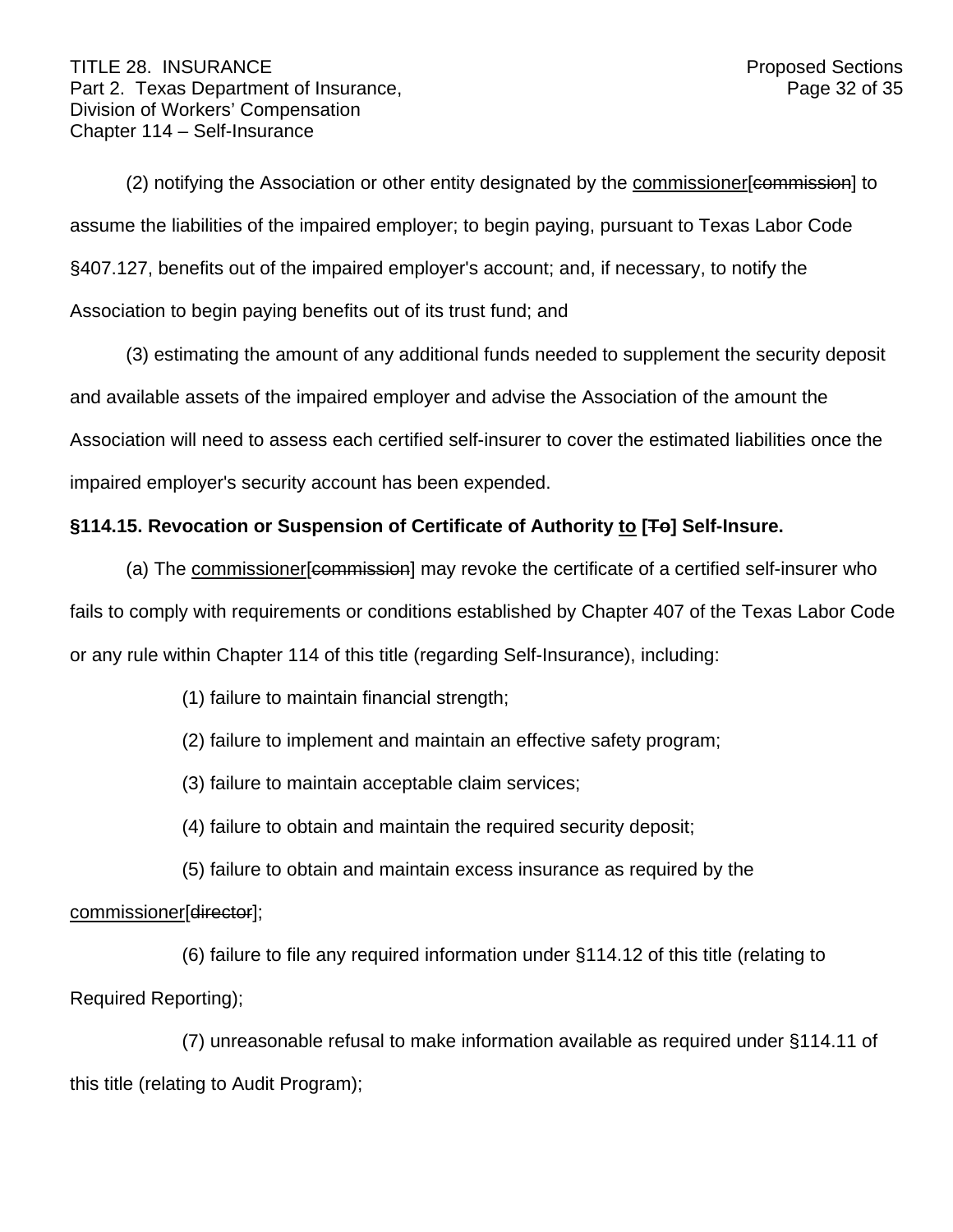(2) notifying the Association or other entity designated by the commissioner[commission] to assume the liabilities of the impaired employer; to begin paying, pursuant to Texas Labor Code §407.127, benefits out of the impaired employer's account; and, if necessary, to notify the Association to begin paying benefits out of its trust fund; and

(3) estimating the amount of any additional funds needed to supplement the security deposit and available assets of the impaired employer and advise the Association of the amount the Association will need to assess each certified self-insurer to cover the estimated liabilities once the impaired employer's security account has been expended.

**§114.15. Revocation or Suspension of Certificate of Authority to [To] Self-Insure.**

(a) The commissioner[commission] may revoke the certificate of a certified self-insurer who fails to comply with requirements or conditions established by Chapter 407 of the Texas Labor Code or any rule within Chapter 114 of this title (regarding Self-Insurance), including:

(1) failure to maintain financial strength;

(2) failure to implement and maintain an effective safety program;

(3) failure to maintain acceptable claim services;

(4) failure to obtain and maintain the required security deposit;

(5) failure to obtain and maintain excess insurance as required by the commissioner[director];

(6) failure to file any required information under §114.12 of this title (relating to Required Reporting);

(7) unreasonable refusal to make information available as required under §114.11 of this title (relating to Audit Program);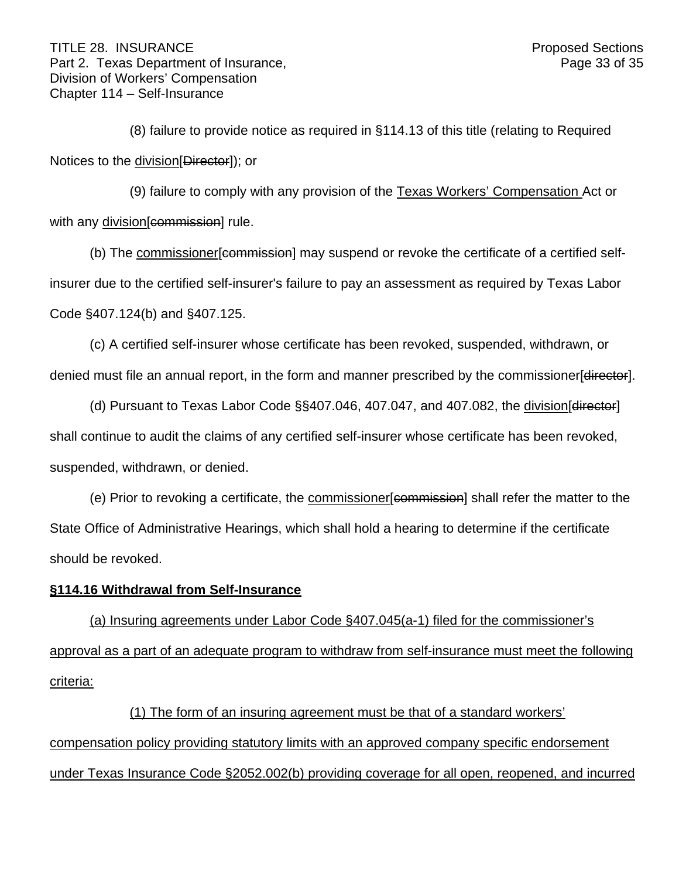(8) failure to provide notice as required in §114.13 of this title (relating to Required Notices to the <u>division</u>[~~Director~~]); or

(9) failure to comply with any provision of the <u>Texas Workers' Compensation </u>Act or with any <u>division</u>[~~commission~~] rule.

(b) The <u>commissioner</u>[~~commission~~] may suspend or revoke the certificate of a certified self-insurer due to the certified self-insurer's failure to pay an assessment as required by Texas Labor Code §407.124(b) and §407.125.

(c) A certified self-insurer whose certificate has been revoked, suspended, withdrawn, or denied must file an annual report, in the form and manner prescribed by the commissioner[~~director~~].

(d) Pursuant to Texas Labor Code §§407.046, 407.047, and 407.082, the <u>division</u>[~~director~~] shall continue to audit the claims of any certified self-insurer whose certificate has been revoked, suspended, withdrawn, or denied.

(e) Prior to revoking a certificate, the <u>commissioner</u>[~~commission~~] shall refer the matter to the State Office of Administrative Hearings, which shall hold a hearing to determine if the certificate should be revoked.

**<u>§114.16 Withdrawal from Self-Insurance</u>**

<u>(a) Insuring agreements under Labor Code §407.045(a-1) filed for the commissioner's approval as a part of an adequate program to withdraw from self-insurance must meet the following criteria:</u>

<u>(1) The form of an insuring agreement must be that of a standard workers' compensation policy providing statutory limits with an approved company specific endorsement under Texas Insurance Code §2052.002(b) providing coverage for all open, reopened, and incurred</u>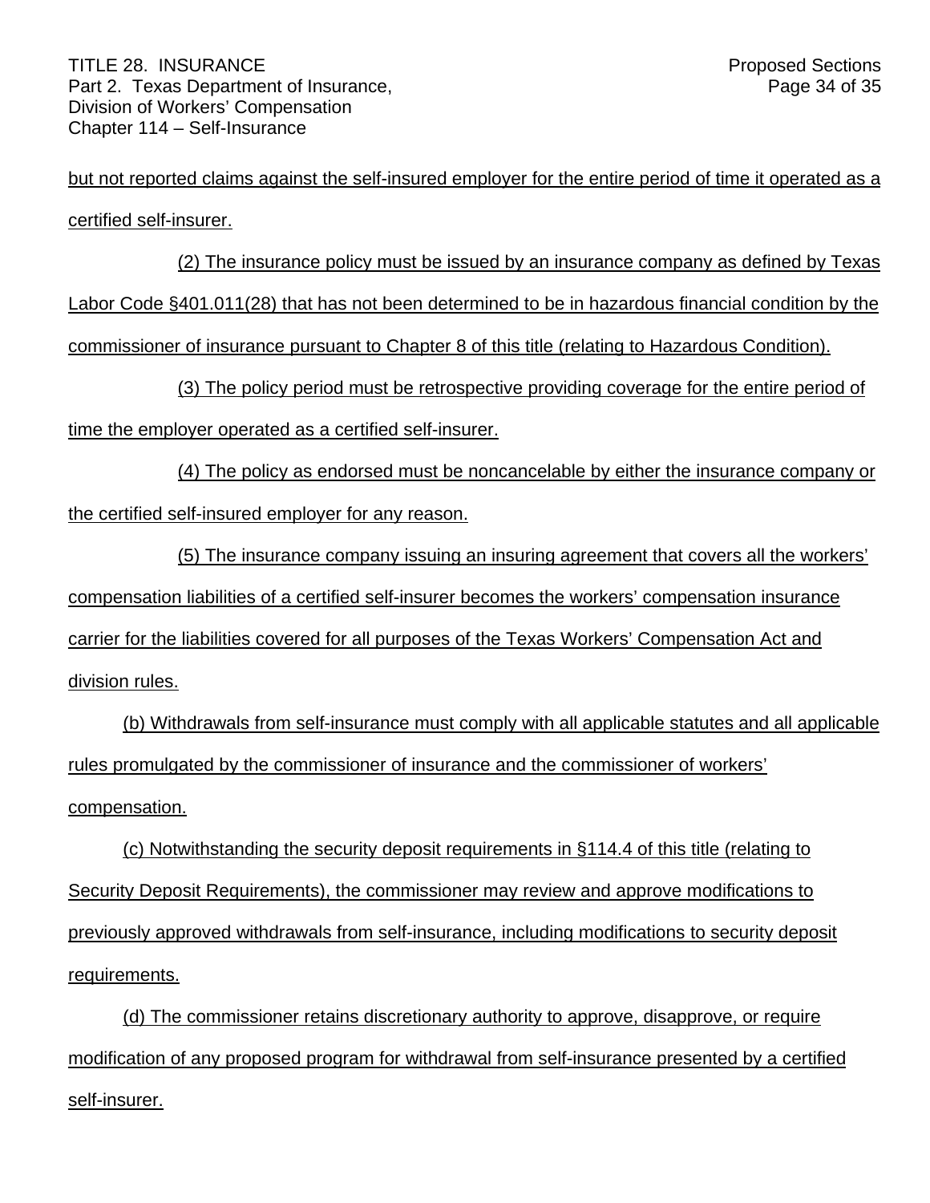but not reported claims against the self-insured employer for the entire period of time it operated as a certified self-insurer.

(2) The insurance policy must be issued by an insurance company as defined by Texas Labor Code §401.011(28) that has not been determined to be in hazardous financial condition by the commissioner of insurance pursuant to Chapter 8 of this title (relating to Hazardous Condition).

(3) The policy period must be retrospective providing coverage for the entire period of time the employer operated as a certified self-insurer.

(4) The policy as endorsed must be noncancelable by either the insurance company or the certified self-insured employer for any reason.

(5) The insurance company issuing an insuring agreement that covers all the workers' compensation liabilities of a certified self-insurer becomes the workers' compensation insurance carrier for the liabilities covered for all purposes of the Texas Workers' Compensation Act and division rules.

(b) Withdrawals from self-insurance must comply with all applicable statutes and all applicable rules promulgated by the commissioner of insurance and the commissioner of workers' compensation.

(c) Notwithstanding the security deposit requirements in §114.4 of this title (relating to Security Deposit Requirements), the commissioner may review and approve modifications to previously approved withdrawals from self-insurance, including modifications to security deposit requirements.

(d) The commissioner retains discretionary authority to approve, disapprove, or require modification of any proposed program for withdrawal from self-insurance presented by a certified self-insurer.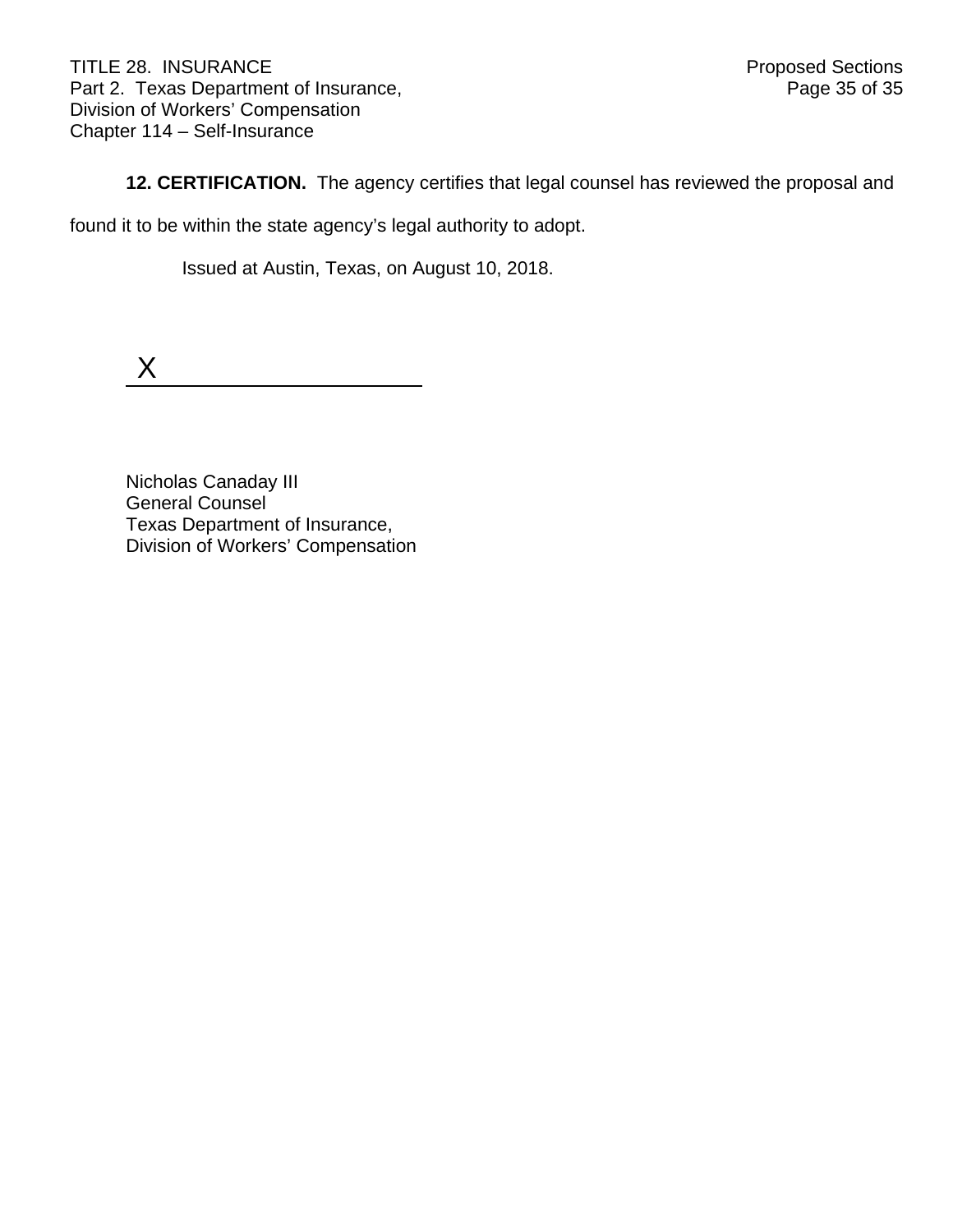**12. CERTIFICATION.** The agency certifies that legal counsel has reviewed the proposal and found it to be within the state agency's legal authority to adopt.

Issued at Austin, Texas, on August 10, 2018.

X ______________________

Nicholas Canaday III
General Counsel
Texas Department of Insurance,
Division of Workers' Compensation